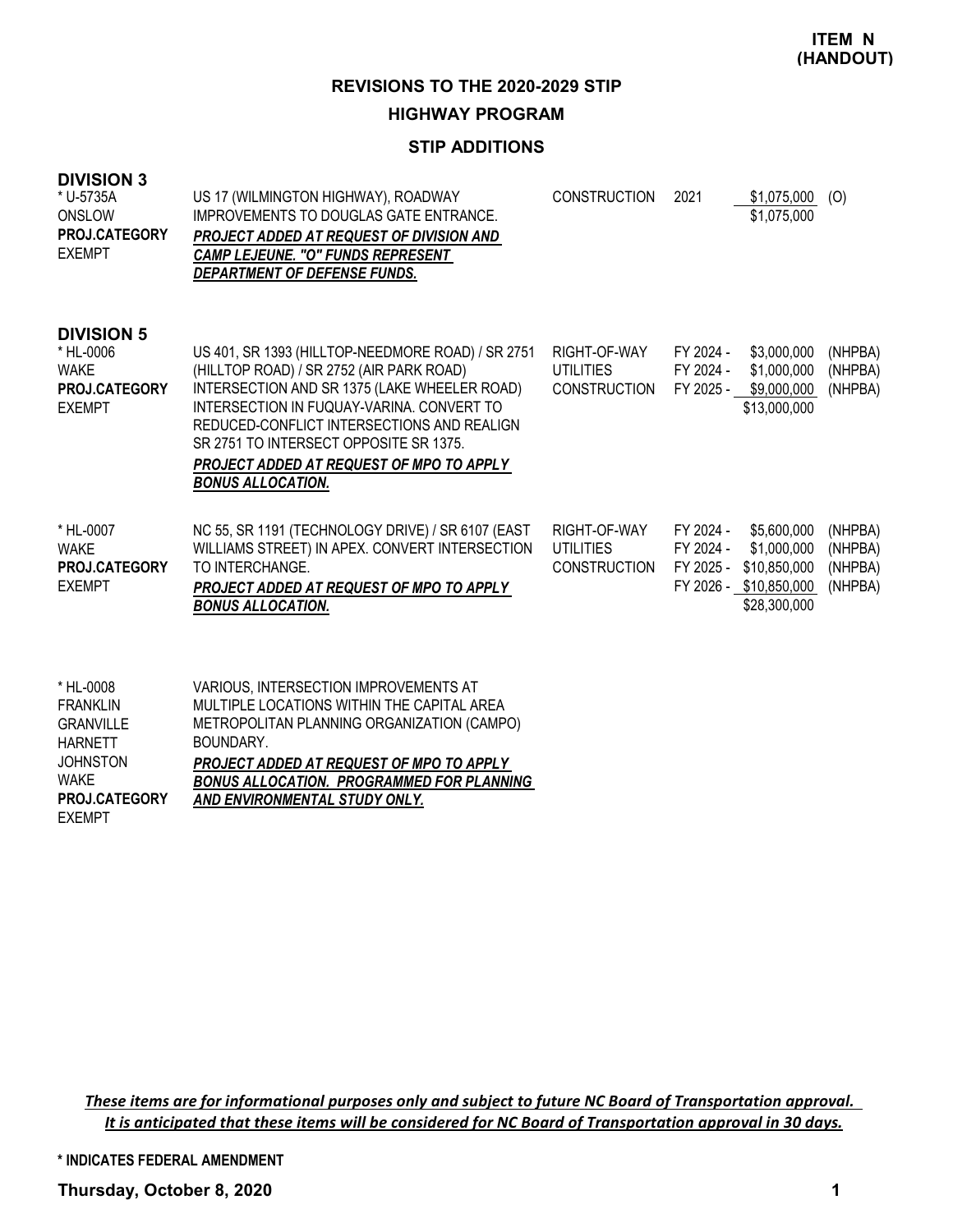**ITEM N (HANDOUT)**

# REVISIONS TO THE 2020-2029 STIP

## HIGHWAY PROGRAM

### STIP ADDITIONS

**DIVISION 3**

| Project | Description | Phase | Year | Cost | Funds |
|---|---|---|---|---|---|
| * U-5735A<br>ONSLOW<br>**PROJ.CATEGORY**<br>EXEMPT | US 17 (WILMINGTON HIGHWAY), ROADWAY IMPROVEMENTS TO DOUGLAS GATE ENTRANCE.<br>***PROJECT ADDED AT REQUEST OF DIVISION AND CAMP LEJEUNE. "O" FUNDS REPRESENT DEPARTMENT OF DEFENSE FUNDS.*** | CONSTRUCTION | 2021 | $1,075,000 | (O) |
| | | | | $1,075,000 | |

**DIVISION 5**

| Project | Description | Phase | Year | Cost | Funds |
|---|---|---|---|---|---|
| * HL-0006<br>WAKE<br>**PROJ.CATEGORY**<br>EXEMPT | US 401, SR 1393 (HILLTOP-NEEDMORE ROAD) / SR 2751 (HILLTOP ROAD) / SR 2752 (AIR PARK ROAD) INTERSECTION AND SR 1375 (LAKE WHEELER ROAD) INTERSECTION IN FUQUAY-VARINA. CONVERT TO REDUCED-CONFLICT INTERSECTIONS AND REALIGN SR 2751 TO INTERSECT OPPOSITE SR 1375.<br>***PROJECT ADDED AT REQUEST OF MPO TO APPLY BONUS ALLOCATION.*** | RIGHT-OF-WAY | FY 2024 - | $3,000,000 | (NHPBA) |
| | | UTILITIES | FY 2024 - | $1,000,000 | (NHPBA) |
| | | CONSTRUCTION | FY 2025 - | $9,000,000 | (NHPBA) |
| | | | | $13,000,000 | |
| * HL-0007<br>WAKE<br>**PROJ.CATEGORY**<br>EXEMPT | NC 55, SR 1191 (TECHNOLOGY DRIVE) / SR 6107 (EAST WILLIAMS STREET) IN APEX. CONVERT INTERSECTION TO INTERCHANGE.<br>***PROJECT ADDED AT REQUEST OF MPO TO APPLY BONUS ALLOCATION.*** | RIGHT-OF-WAY | FY 2024 - | $5,600,000 | (NHPBA) |
| | | UTILITIES | FY 2024 - | $1,000,000 | (NHPBA) |
| | | CONSTRUCTION | FY 2025 - | $10,850,000 | (NHPBA) |
| | | | FY 2026 - | $10,850,000 | (NHPBA) |
| | | | | $28,300,000 | |
| * HL-0008<br>FRANKLIN<br>GRANVILLE<br>HARNETT<br>JOHNSTON<br>WAKE<br>**PROJ.CATEGORY**<br>EXEMPT | VARIOUS, INTERSECTION IMPROVEMENTS AT MULTIPLE LOCATIONS WITHIN THE CAPITAL AREA METROPOLITAN PLANNING ORGANIZATION (CAMPO) BOUNDARY.<br>***PROJECT ADDED AT REQUEST OF MPO TO APPLY BONUS ALLOCATION. PROGRAMMED FOR PLANNING AND ENVIRONMENTAL STUDY ONLY.*** | | | | |

***These items are for informational purposes only and subject to future NC Board of Transportation approval. It is anticipated that these items will be considered for NC Board of Transportation approval in 30 days.***

**\* INDICATES FEDERAL AMENDMENT**

**Thursday, October 8, 2020**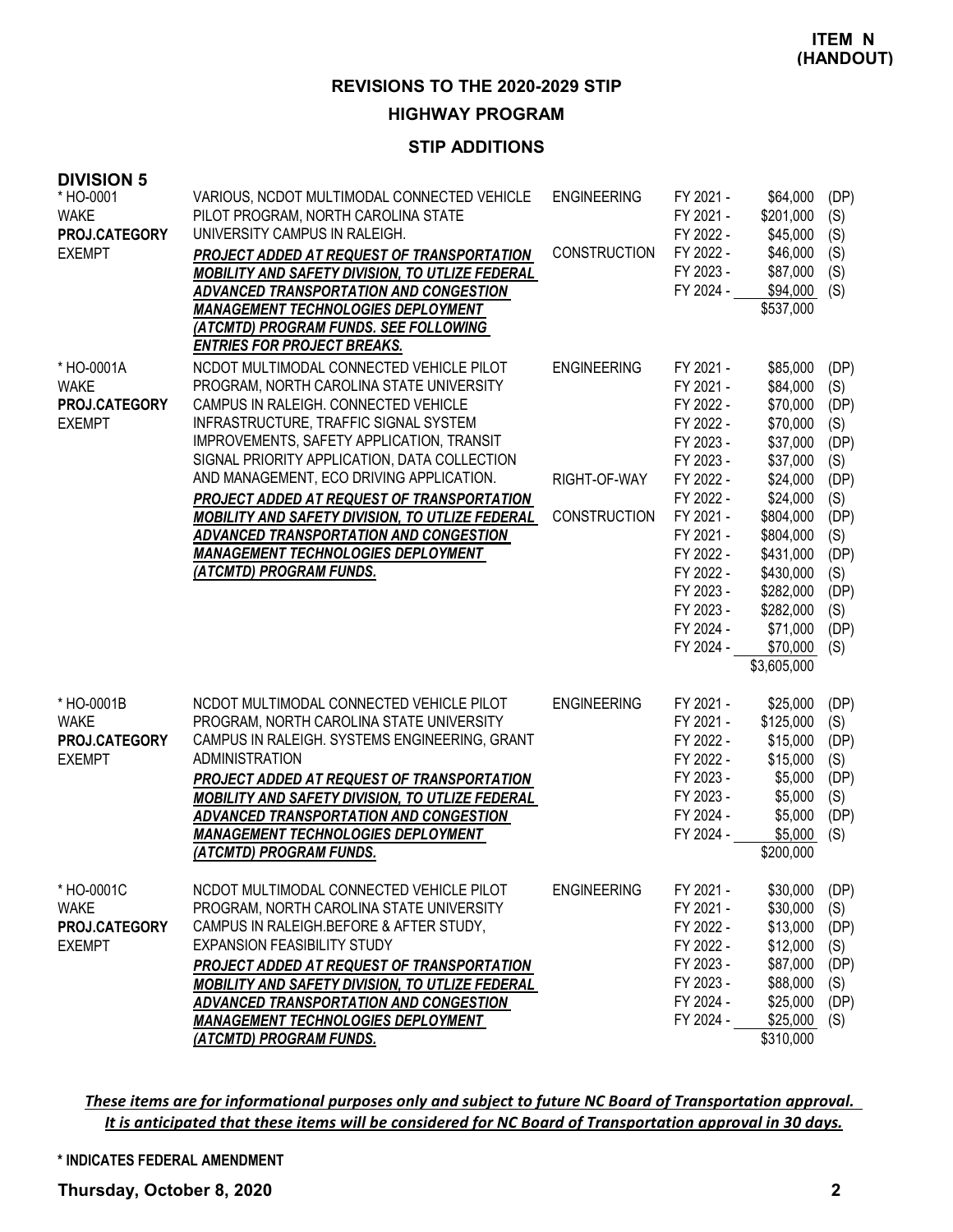**ITEM N (HANDOUT)**

## REVISIONS TO THE 2020-2029 STIP

### HIGHWAY PROGRAM

### STIP ADDITIONS

**DIVISION 5**

| Project | Description | Phase | Fiscal Year | Amount | Source |
|---|---|---|---|---|---|
| * HO-0001<br>WAKE<br>**PROJ.CATEGORY**<br>EXEMPT | VARIOUS, NCDOT MULTIMODAL CONNECTED VEHICLE PILOT PROGRAM, NORTH CAROLINA STATE UNIVERSITY CAMPUS IN RALEIGH.<br>***PROJECT ADDED AT REQUEST OF TRANSPORTATION MOBILITY AND SAFETY DIVISION, TO UTLIZE FEDERAL ADVANCED TRANSPORTATION AND CONGESTION MANAGEMENT TECHNOLOGIES DEPLOYMENT (ATCMTD) PROGRAM FUNDS. SEE FOLLOWING ENTRIES FOR PROJECT BREAKS.*** | ENGINEERING | FY 2021 - | $64,000 | (DP) |
| | | | FY 2021 - | $201,000 | (S) |
| | | | FY 2022 - | $45,000 | (S) |
| | | CONSTRUCTION | FY 2022 - | $46,000 | (S) |
| | | | FY 2023 - | $87,000 | (S) |
| | | | FY 2024 - | $94,000 | (S) |
| | | | | $537,000 | |
| * HO-0001A<br>WAKE<br>**PROJ.CATEGORY**<br>EXEMPT | NCDOT MULTIMODAL CONNECTED VEHICLE PILOT PROGRAM, NORTH CAROLINA STATE UNIVERSITY CAMPUS IN RALEIGH. CONNECTED VEHICLE INFRASTRUCTURE, TRAFFIC SIGNAL SYSTEM IMPROVEMENTS, SAFETY APPLICATION, TRANSIT SIGNAL PRIORITY APPLICATION, DATA COLLECTION AND MANAGEMENT, ECO DRIVING APPLICATION.<br>***PROJECT ADDED AT REQUEST OF TRANSPORTATION MOBILITY AND SAFETY DIVISION, TO UTLIZE FEDERAL ADVANCED TRANSPORTATION AND CONGESTION MANAGEMENT TECHNOLOGIES DEPLOYMENT (ATCMTD) PROGRAM FUNDS.*** | ENGINEERING | FY 2021 - | $85,000 | (DP) |
| | | | FY 2021 - | $84,000 | (S) |
| | | | FY 2022 - | $70,000 | (DP) |
| | | | FY 2022 - | $70,000 | (S) |
| | | | FY 2023 - | $37,000 | (DP) |
| | | | FY 2023 - | $37,000 | (S) |
| | | RIGHT-OF-WAY | FY 2022 - | $24,000 | (DP) |
| | | | FY 2022 - | $24,000 | (S) |
| | | CONSTRUCTION | FY 2021 - | $804,000 | (DP) |
| | | | FY 2021 - | $804,000 | (S) |
| | | | FY 2022 - | $431,000 | (DP) |
| | | | FY 2022 - | $430,000 | (S) |
| | | | FY 2023 - | $282,000 | (DP) |
| | | | FY 2023 - | $282,000 | (S) |
| | | | FY 2024 - | $71,000 | (DP) |
| | | | FY 2024 - | $70,000 | (S) |
| | | | | $3,605,000 | |
| * HO-0001B<br>WAKE<br>**PROJ.CATEGORY**<br>EXEMPT | NCDOT MULTIMODAL CONNECTED VEHICLE PILOT PROGRAM, NORTH CAROLINA STATE UNIVERSITY CAMPUS IN RALEIGH. SYSTEMS ENGINEERING, GRANT ADMINISTRATION<br>***PROJECT ADDED AT REQUEST OF TRANSPORTATION MOBILITY AND SAFETY DIVISION, TO UTLIZE FEDERAL ADVANCED TRANSPORTATION AND CONGESTION MANAGEMENT TECHNOLOGIES DEPLOYMENT (ATCMTD) PROGRAM FUNDS.*** | ENGINEERING | FY 2021 - | $25,000 | (DP) |
| | | | FY 2021 - | $125,000 | (S) |
| | | | FY 2022 - | $15,000 | (DP) |
| | | | FY 2022 - | $15,000 | (S) |
| | | | FY 2023 - | $5,000 | (DP) |
| | | | FY 2023 - | $5,000 | (S) |
| | | | FY 2024 - | $5,000 | (DP) |
| | | | FY 2024 - | $5,000 | (S) |
| | | | | $200,000 | |
| * HO-0001C<br>WAKE<br>**PROJ.CATEGORY**<br>EXEMPT | NCDOT MULTIMODAL CONNECTED VEHICLE PILOT PROGRAM, NORTH CAROLINA STATE UNIVERSITY CAMPUS IN RALEIGH.BEFORE & AFTER STUDY, EXPANSION FEASIBILITY STUDY<br>***PROJECT ADDED AT REQUEST OF TRANSPORTATION MOBILITY AND SAFETY DIVISION, TO UTLIZE FEDERAL ADVANCED TRANSPORTATION AND CONGESTION MANAGEMENT TECHNOLOGIES DEPLOYMENT (ATCMTD) PROGRAM FUNDS.*** | ENGINEERING | FY 2021 - | $30,000 | (DP) |
| | | | FY 2021 - | $30,000 | (S) |
| | | | FY 2022 - | $13,000 | (DP) |
| | | | FY 2022 - | $12,000 | (S) |
| | | | FY 2023 - | $87,000 | (DP) |
| | | | FY 2023 - | $88,000 | (S) |
| | | | FY 2024 - | $25,000 | (DP) |
| | | | FY 2024 - | $25,000 | (S) |
| | | | | $310,000 | |

***These items are for informational purposes only and subject to future NC Board of Transportation approval. It is anticipated that these items will be considered for NC Board of Transportation approval in 30 days.***

**\* INDICATES FEDERAL AMENDMENT**

**Thursday, October 8, 2020**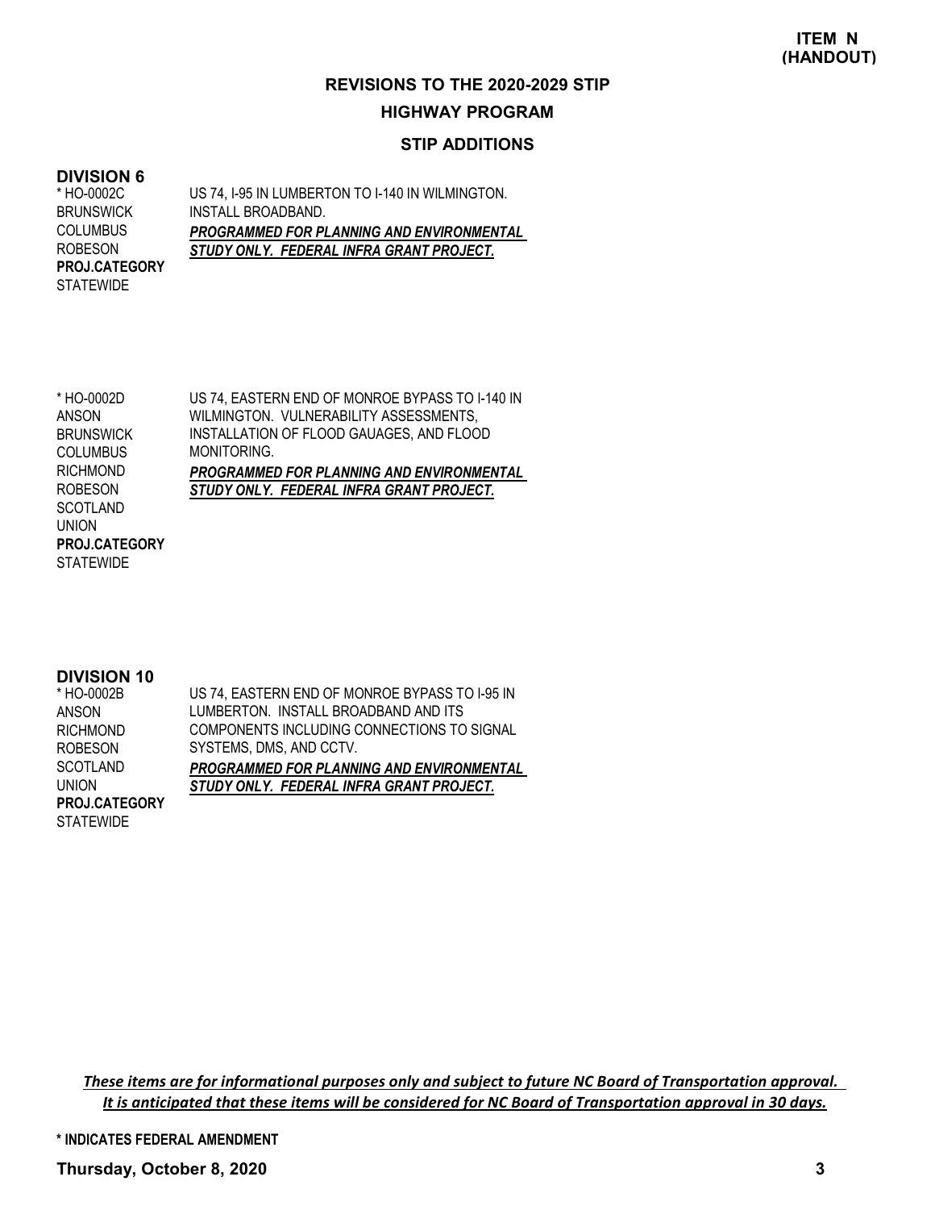**ITEM N (HANDOUT)**

## REVISIONS TO THE 2020-2029 STIP

## HIGHWAY PROGRAM

### STIP ADDITIONS

### DIVISION 6

* HO-0002C
BRUNSWICK
COLUMBUS
ROBESON
**PROJ.CATEGORY**
STATEWIDE

US 74, I-95 IN LUMBERTON TO I-140 IN WILMINGTON. INSTALL BROADBAND.
***PROGRAMMED FOR PLANNING AND ENVIRONMENTAL STUDY ONLY. FEDERAL INFRA GRANT PROJECT.***

* HO-0002D
ANSON
BRUNSWICK
COLUMBUS
RICHMOND
ROBESON
SCOTLAND
UNION
**PROJ.CATEGORY**
STATEWIDE

US 74, EASTERN END OF MONROE BYPASS TO I-140 IN WILMINGTON. VULNERABILITY ASSESSMENTS, INSTALLATION OF FLOOD GAUAGES, AND FLOOD MONITORING.
***PROGRAMMED FOR PLANNING AND ENVIRONMENTAL STUDY ONLY. FEDERAL INFRA GRANT PROJECT.***

### DIVISION 10

* HO-0002B
ANSON
RICHMOND
ROBESON
SCOTLAND
UNION
**PROJ.CATEGORY**
STATEWIDE

US 74, EASTERN END OF MONROE BYPASS TO I-95 IN LUMBERTON. INSTALL BROADBAND AND ITS COMPONENTS INCLUDING CONNECTIONS TO SIGNAL SYSTEMS, DMS, AND CCTV.
***PROGRAMMED FOR PLANNING AND ENVIRONMENTAL STUDY ONLY. FEDERAL INFRA GRANT PROJECT.***

*These items are for informational purposes only and subject to future NC Board of Transportation approval. It is anticipated that these items will be considered for NC Board of Transportation approval in 30 days.*

**\* INDICATES FEDERAL AMENDMENT**

**Thursday, October 8, 2020**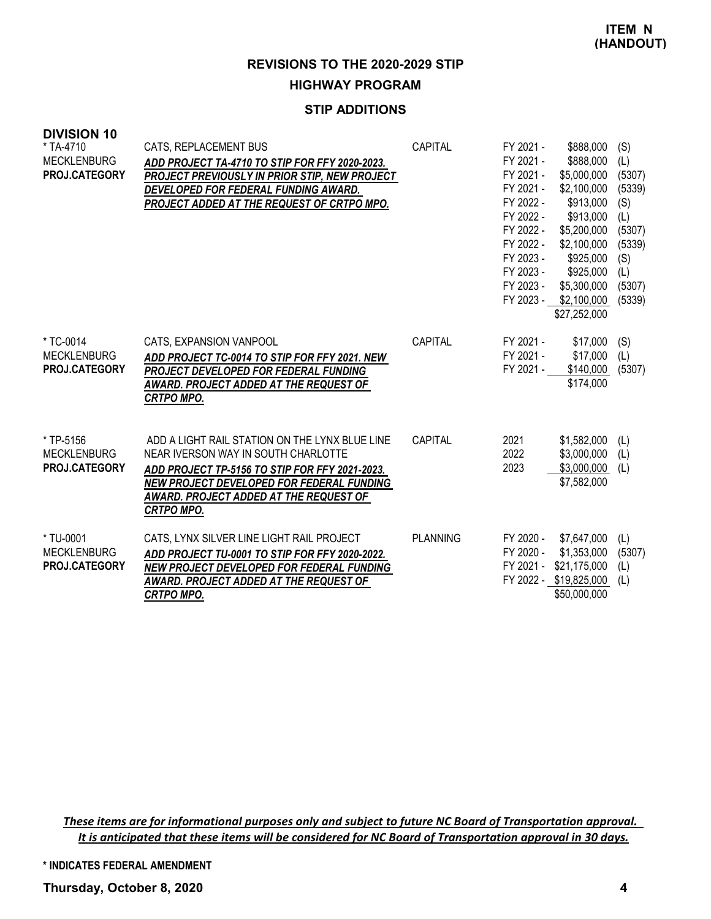**ITEM N (HANDOUT)**

## REVISIONS TO THE 2020-2029 STIP

### HIGHWAY PROGRAM

### STIP ADDITIONS

**DIVISION 10**

| Project | Description | Category | Year | Amount | Source |
|---|---|---|---|---|---|
| * TA-4710<br>MECKLENBURG<br>**PROJ.CATEGORY** | CATS, REPLACEMENT BUS<br>***ADD PROJECT TA-4710 TO STIP FOR FFY 2020-2023. PROJECT PREVIOUSLY IN PRIOR STIP, NEW PROJECT DEVELOPED FOR FEDERAL FUNDING AWARD. PROJECT ADDED AT THE REQUEST OF CRTPO MPO.*** | CAPITAL | FY 2021 - | $888,000 | (S) |
| | | | FY 2021 - | $888,000 | (L) |
| | | | FY 2021 - | $5,000,000 | (5307) |
| | | | FY 2021 - | $2,100,000 | (5339) |
| | | | FY 2022 - | $913,000 | (S) |
| | | | FY 2022 - | $913,000 | (L) |
| | | | FY 2022 - | $5,200,000 | (5307) |
| | | | FY 2022 - | $2,100,000 | (5339) |
| | | | FY 2023 - | $925,000 | (S) |
| | | | FY 2023 - | $925,000 | (L) |
| | | | FY 2023 - | $5,300,000 | (5307) |
| | | | FY 2023 - | $2,100,000 | (5339) |
| | | | | $27,252,000 | |
| * TC-0014<br>MECKLENBURG<br>**PROJ.CATEGORY** | CATS, EXPANSION VANPOOL<br>***ADD PROJECT TC-0014 TO STIP FOR FFY 2021. NEW PROJECT DEVELOPED FOR FEDERAL FUNDING AWARD. PROJECT ADDED AT THE REQUEST OF CRTPO MPO.*** | CAPITAL | FY 2021 - | $17,000 | (S) |
| | | | FY 2021 - | $17,000 | (L) |
| | | | FY 2021 - | $140,000 | (5307) |
| | | | | $174,000 | |
| * TP-5156<br>MECKLENBURG<br>**PROJ.CATEGORY** | ADD A LIGHT RAIL STATION ON THE LYNX BLUE LINE NEAR IVERSON WAY IN SOUTH CHARLOTTE<br>***ADD PROJECT TP-5156 TO STIP FOR FFY 2021-2023. NEW PROJECT DEVELOPED FOR FEDERAL FUNDING AWARD. PROJECT ADDED AT THE REQUEST OF CRTPO MPO.*** | CAPITAL | 2021 | $1,582,000 | (L) |
| | | | 2022 | $3,000,000 | (L) |
| | | | 2023 | $3,000,000 | (L) |
| | | | | $7,582,000 | |
| * TU-0001<br>MECKLENBURG<br>**PROJ.CATEGORY** | CATS, LYNX SILVER LINE LIGHT RAIL PROJECT<br>***ADD PROJECT TU-0001 TO STIP FOR FFY 2020-2022. NEW PROJECT DEVELOPED FOR FEDERAL FUNDING AWARD. PROJECT ADDED AT THE REQUEST OF CRTPO MPO.*** | PLANNING | FY 2020 - | $7,647,000 | (L) |
| | | | FY 2020 - | $1,353,000 | (5307) |
| | | | FY 2021 - | $21,175,000 | (L) |
| | | | FY 2022 - | $19,825,000 | (L) |
| | | | | $50,000,000 | |

***These items are for informational purposes only and subject to future NC Board of Transportation approval. It is anticipated that these items will be considered for NC Board of Transportation approval in 30 days.***

**\* INDICATES FEDERAL AMENDMENT**

**Thursday, October 8, 2020**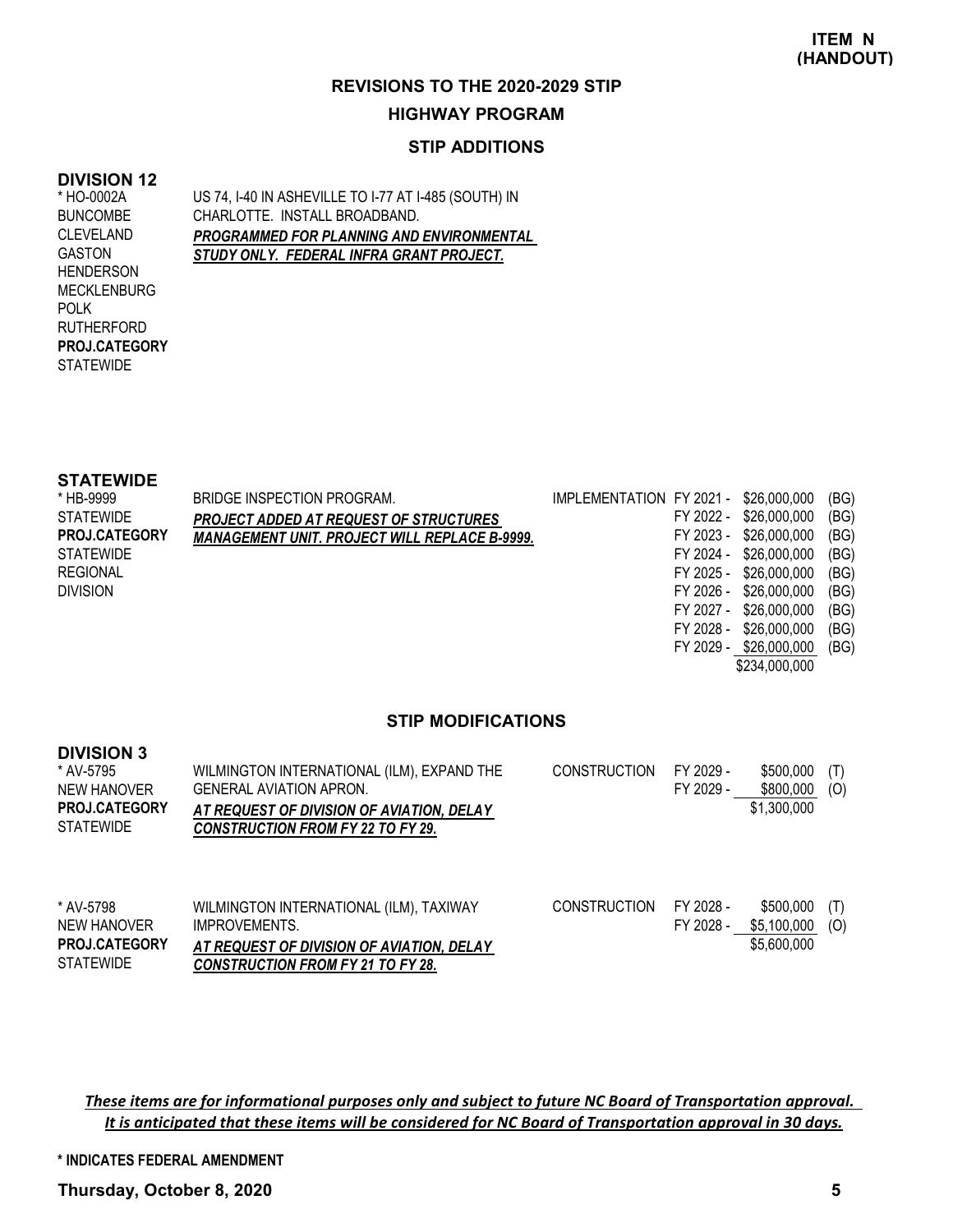**ITEM N (HANDOUT)**

# REVISIONS TO THE 2020-2029 STIP

## HIGHWAY PROGRAM

### STIP ADDITIONS

**DIVISION 12**

| Project | Description | Phase | Year | Amount | Fund |
|---|---|---|---|---|---|
| * HO-0002A<br>BUNCOMBE<br>CLEVELAND<br>GASTON<br>HENDERSON<br>MECKLENBURG<br>POLK<br>RUTHERFORD<br>**PROJ.CATEGORY**<br>STATEWIDE | US 74, I-40 IN ASHEVILLE TO I-77 AT I-485 (SOUTH) IN CHARLOTTE. INSTALL BROADBAND.<br>***PROGRAMMED FOR PLANNING AND ENVIRONMENTAL STUDY ONLY. FEDERAL INFRA GRANT PROJECT.*** | | | | |

**STATEWIDE**

| Project | Description | Phase | Year | Amount | Fund |
|---|---|---|---|---|---|
| * HB-9999<br>STATEWIDE<br>**PROJ.CATEGORY**<br>STATEWIDE<br>REGIONAL<br>DIVISION | BRIDGE INSPECTION PROGRAM.<br>***PROJECT ADDED AT REQUEST OF STRUCTURES MANAGEMENT UNIT. PROJECT WILL REPLACE B-9999.*** | IMPLEMENTATION | FY 2021 - | $26,000,000 | (BG) |
| | | | FY 2022 - | $26,000,000 | (BG) |
| | | | FY 2023 - | $26,000,000 | (BG) |
| | | | FY 2024 - | $26,000,000 | (BG) |
| | | | FY 2025 - | $26,000,000 | (BG) |
| | | | FY 2026 - | $26,000,000 | (BG) |
| | | | FY 2027 - | $26,000,000 | (BG) |
| | | | FY 2028 - | $26,000,000 | (BG) |
| | | | FY 2029 - | $26,000,000 | (BG) |
| | | | | $234,000,000 | |

### STIP MODIFICATIONS

**DIVISION 3**

| Project | Description | Phase | Year | Amount | Fund |
|---|---|---|---|---|---|
| * AV-5795<br>NEW HANOVER<br>**PROJ.CATEGORY**<br>STATEWIDE | WILMINGTON INTERNATIONAL (ILM), EXPAND THE GENERAL AVIATION APRON.<br>***AT REQUEST OF DIVISION OF AVIATION, DELAY CONSTRUCTION FROM FY 22 TO FY 29.*** | CONSTRUCTION | FY 2029 - | $500,000 | (T) |
| | | | FY 2029 - | $800,000 | (O) |
| | | | | $1,300,000 | |
| * AV-5798<br>NEW HANOVER<br>**PROJ.CATEGORY**<br>STATEWIDE | WILMINGTON INTERNATIONAL (ILM), TAXIWAY IMPROVEMENTS.<br>***AT REQUEST OF DIVISION OF AVIATION, DELAY CONSTRUCTION FROM FY 21 TO FY 28.*** | CONSTRUCTION | FY 2028 - | $500,000 | (T) |
| | | | FY 2028 - | $5,100,000 | (O) |
| | | | | $5,600,000 | |

***These items are for informational purposes only and subject to future NC Board of Transportation approval. It is anticipated that these items will be considered for NC Board of Transportation approval in 30 days.***

**\* INDICATES FEDERAL AMENDMENT**

**Thursday, October 8, 2020**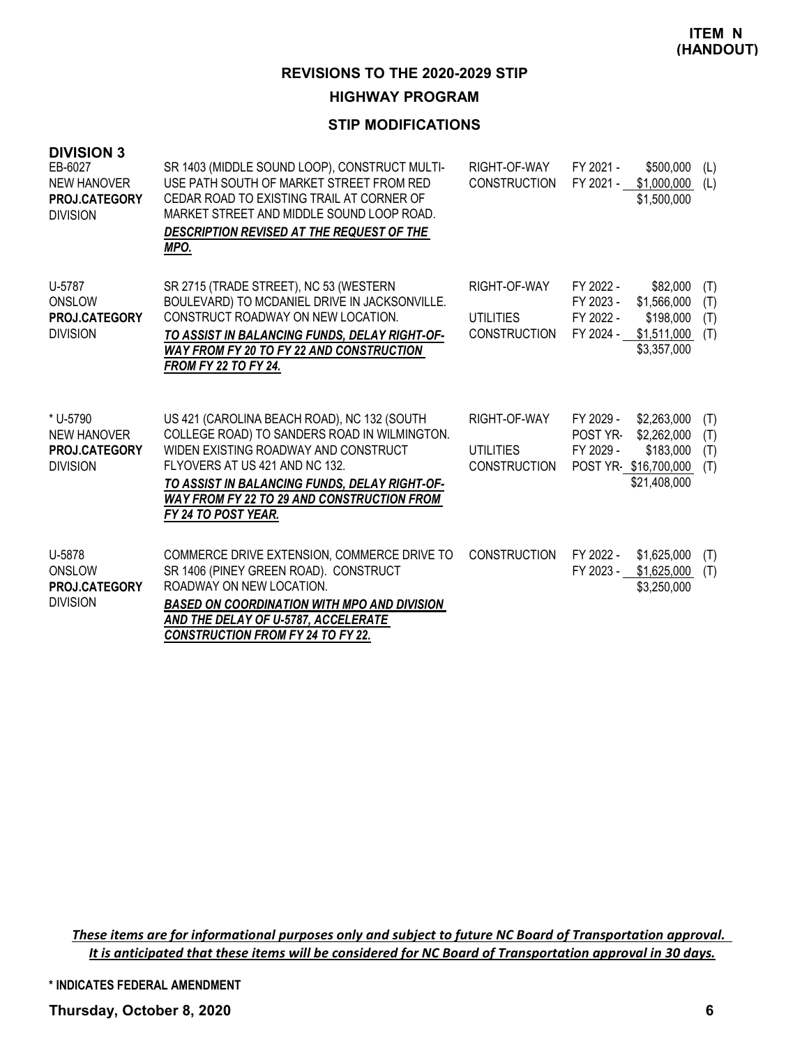**ITEM N (HANDOUT)**

## REVISIONS TO THE 2020-2029 STIP

### HIGHWAY PROGRAM

### STIP MODIFICATIONS

**DIVISION 3**

| Project | Description | Phase | Year | Amount | Fund |
|---|---|---|---|---|---|
| EB-6027<br>NEW HANOVER<br>**PROJ.CATEGORY**<br>DIVISION | SR 1403 (MIDDLE SOUND LOOP), CONSTRUCT MULTI-USE PATH SOUTH OF MARKET STREET FROM RED CEDAR ROAD TO EXISTING TRAIL AT CORNER OF MARKET STREET AND MIDDLE SOUND LOOP ROAD.<br>***DESCRIPTION REVISED AT THE REQUEST OF THE MPO.*** | RIGHT-OF-WAY | FY 2021 - | $500,000 | (L) |
| | | CONSTRUCTION | FY 2021 - | $1,000,000 | (L) |
| | | | | $1,500,000 | |
| U-5787<br>ONSLOW<br>**PROJ.CATEGORY**<br>DIVISION | SR 2715 (TRADE STREET), NC 53 (WESTERN BOULEVARD) TO MCDANIEL DRIVE IN JACKSONVILLE. CONSTRUCT ROADWAY ON NEW LOCATION.<br>***TO ASSIST IN BALANCING FUNDS, DELAY RIGHT-OF-WAY FROM FY 20 TO FY 22 AND CONSTRUCTION FROM FY 22 TO FY 24.*** | RIGHT-OF-WAY | FY 2022 - | $82,000 | (T) |
| | | | FY 2023 - | $1,566,000 | (T) |
| | | UTILITIES | FY 2022 - | $198,000 | (T) |
| | | CONSTRUCTION | FY 2024 - | $1,511,000 | (T) |
| | | | | $3,357,000 | |
| * U-5790<br>NEW HANOVER<br>**PROJ.CATEGORY**<br>DIVISION | US 421 (CAROLINA BEACH ROAD), NC 132 (SOUTH COLLEGE ROAD) TO SANDERS ROAD IN WILMINGTON. WIDEN EXISTING ROADWAY AND CONSTRUCT FLYOVERS AT US 421 AND NC 132.<br>***TO ASSIST IN BALANCING FUNDS, DELAY RIGHT-OF-WAY FROM FY 22 TO 29 AND CONSTRUCTION FROM FY 24 TO POST YEAR.*** | RIGHT-OF-WAY | FY 2029 - | $2,263,000 | (T) |
| | | | POST YR- | $2,262,000 | (T) |
| | | UTILITIES | FY 2029 - | $183,000 | (T) |
| | | CONSTRUCTION | POST YR- | $16,700,000 | (T) |
| | | | | $21,408,000 | |
| U-5878<br>ONSLOW<br>**PROJ.CATEGORY**<br>DIVISION | COMMERCE DRIVE EXTENSION, COMMERCE DRIVE TO SR 1406 (PINEY GREEN ROAD). CONSTRUCT ROADWAY ON NEW LOCATION.<br>***BASED ON COORDINATION WITH MPO AND DIVISION AND THE DELAY OF U-5787, ACCELERATE CONSTRUCTION FROM FY 24 TO FY 22.*** | CONSTRUCTION | FY 2022 - | $1,625,000 | (T) |
| | | | FY 2023 - | $1,625,000 | (T) |
| | | | | $3,250,000 | |

*These items are for informational purposes only and subject to future NC Board of Transportation approval. It is anticipated that these items will be considered for NC Board of Transportation approval in 30 days.*

**\* INDICATES FEDERAL AMENDMENT**

**Thursday, October 8, 2020**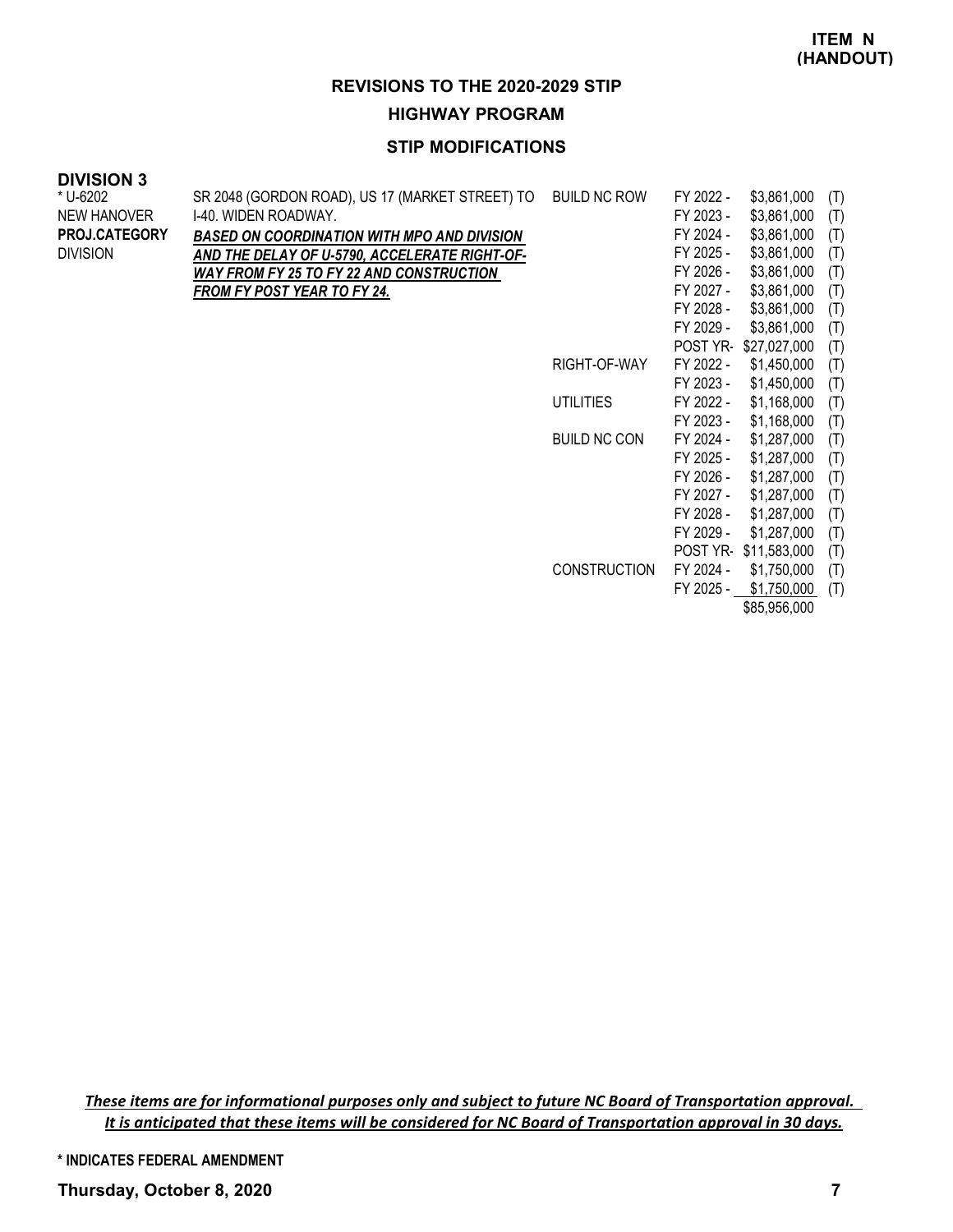**ITEM N (HANDOUT)**

## REVISIONS TO THE 2020-2029 STIP

### HIGHWAY PROGRAM

### STIP MODIFICATIONS

**DIVISION 3**

| Project | Description | Category | Year | Amount | Source |
|---|---|---|---|---|---|
| * U-6202<br>NEW HANOVER<br>**PROJ.CATEGORY**<br>DIVISION | SR 2048 (GORDON ROAD), US 17 (MARKET STREET) TO I-40. WIDEN ROADWAY.<br>***BASED ON COORDINATION WITH MPO AND DIVISION AND THE DELAY OF U-5790, ACCELERATE RIGHT-OF-WAY FROM FY 25 TO FY 22 AND CONSTRUCTION FROM FY POST YEAR TO FY 24.*** | BUILD NC ROW | FY 2022 - | $3,861,000 | (T) |
| | | | FY 2023 - | $3,861,000 | (T) |
| | | | FY 2024 - | $3,861,000 | (T) |
| | | | FY 2025 - | $3,861,000 | (T) |
| | | | FY 2026 - | $3,861,000 | (T) |
| | | | FY 2027 - | $3,861,000 | (T) |
| | | | FY 2028 - | $3,861,000 | (T) |
| | | | FY 2029 - | $3,861,000 | (T) |
| | | | POST YR- | $27,027,000 | (T) |
| | | RIGHT-OF-WAY | FY 2022 - | $1,450,000 | (T) |
| | | | FY 2023 - | $1,450,000 | (T) |
| | | UTILITIES | FY 2022 - | $1,168,000 | (T) |
| | | | FY 2023 - | $1,168,000 | (T) |
| | | BUILD NC CON | FY 2024 - | $1,287,000 | (T) |
| | | | FY 2025 - | $1,287,000 | (T) |
| | | | FY 2026 - | $1,287,000 | (T) |
| | | | FY 2027 - | $1,287,000 | (T) |
| | | | FY 2028 - | $1,287,000 | (T) |
| | | | FY 2029 - | $1,287,000 | (T) |
| | | | POST YR- | $11,583,000 | (T) |
| | | CONSTRUCTION | FY 2024 - | $1,750,000 | (T) |
| | | | FY 2025 - | $1,750,000 | (T) |
| | | | | $85,956,000 | |

***These items are for informational purposes only and subject to future NC Board of Transportation approval. It is anticipated that these items will be considered for NC Board of Transportation approval in 30 days.***

**\* INDICATES FEDERAL AMENDMENT**

**Thursday, October 8, 2020**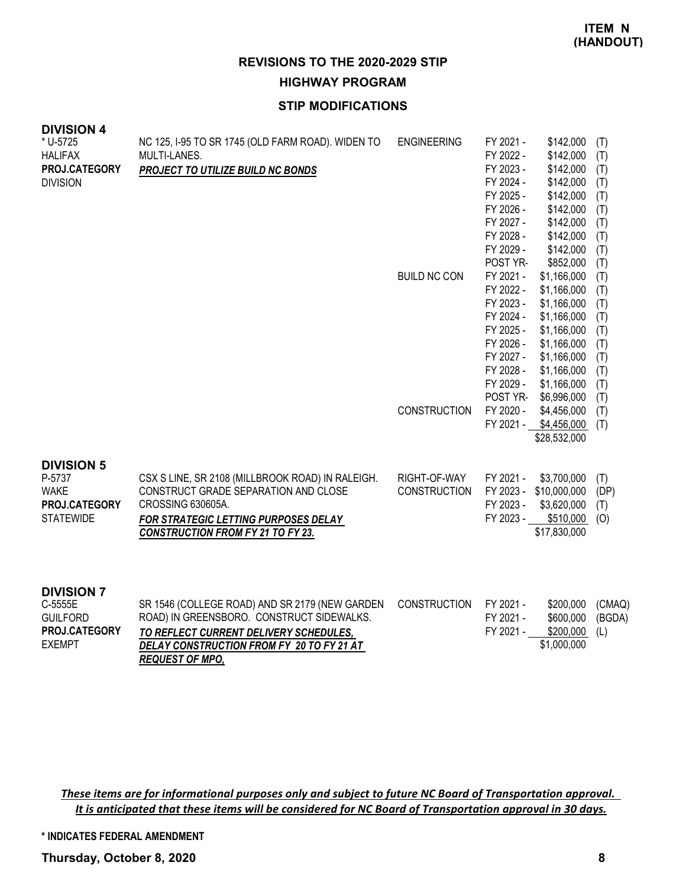**ITEM N (HANDOUT)**

# REVISIONS TO THE 2020-2029 STIP

## HIGHWAY PROGRAM

### STIP MODIFICATIONS

**DIVISION 4**

| Project | Description | Work Type | Fiscal Year | Amount | Source |
|---|---|---|---|---|---|
| * U-5725<br>HALIFAX<br>**PROJ.CATEGORY**<br>DIVISION | NC 125, I-95 TO SR 1745 (OLD FARM ROAD). WIDEN TO MULTI-LANES.<br>***PROJECT TO UTILIZE BUILD NC BONDS*** | ENGINEERING | FY 2021 - | $142,000 | (T) |
| | | | FY 2022 - | $142,000 | (T) |
| | | | FY 2023 - | $142,000 | (T) |
| | | | FY 2024 - | $142,000 | (T) |
| | | | FY 2025 - | $142,000 | (T) |
| | | | FY 2026 - | $142,000 | (T) |
| | | | FY 2027 - | $142,000 | (T) |
| | | | FY 2028 - | $142,000 | (T) |
| | | | FY 2029 - | $142,000 | (T) |
| | | | POST YR- | $852,000 | (T) |
| | | BUILD NC CON | FY 2021 - | $1,166,000 | (T) |
| | | | FY 2022 - | $1,166,000 | (T) |
| | | | FY 2023 - | $1,166,000 | (T) |
| | | | FY 2024 - | $1,166,000 | (T) |
| | | | FY 2025 - | $1,166,000 | (T) |
| | | | FY 2026 - | $1,166,000 | (T) |
| | | | FY 2027 - | $1,166,000 | (T) |
| | | | FY 2028 - | $1,166,000 | (T) |
| | | | FY 2029 - | $1,166,000 | (T) |
| | | | POST YR- | $6,996,000 | (T) |
| | | CONSTRUCTION | FY 2020 - | $4,456,000 | (T) |
| | | | FY 2021 - | $4,456,000 | (T) |
| | | | | $28,532,000 | |

**DIVISION 5**

| Project | Description | Work Type | Fiscal Year | Amount | Source |
|---|---|---|---|---|---|
| P-5737<br>WAKE<br>**PROJ.CATEGORY**<br>STATEWIDE | CSX S LINE, SR 2108 (MILLBROOK ROAD) IN RALEIGH. CONSTRUCT GRADE SEPARATION AND CLOSE CROSSING 630605A.<br>***FOR STRATEGIC LETTING PURPOSES DELAY CONSTRUCTION FROM FY 21 TO FY 23.*** | RIGHT-OF-WAY | FY 2021 - | $3,700,000 | (T) |
| | | CONSTRUCTION | FY 2023 - | $10,000,000 | (DP) |
| | | | FY 2023 - | $3,620,000 | (T) |
| | | | FY 2023 - | $510,000 | (O) |
| | | | | $17,830,000 | |

**DIVISION 7**

| Project | Description | Work Type | Fiscal Year | Amount | Source |
|---|---|---|---|---|---|
| C-5555E<br>GUILFORD<br>**PROJ.CATEGORY**<br>EXEMPT | SR 1546 (COLLEGE ROAD) AND SR 2179 (NEW GARDEN ROAD) IN GREENSBORO. CONSTRUCT SIDEWALKS.<br>***TO REFLECT CURRENT DELIVERY SCHEDULES, DELAY CONSTRUCTION FROM FY 20 TO FY 21 AT REQUEST OF MPO,*** | CONSTRUCTION | FY 2021 - | $200,000 | (CMAQ) |
| | | | FY 2021 - | $600,000 | (BGDA) |
| | | | FY 2021 - | $200,000 | (L) |
| | | | | $1,000,000 | |

*These items are for informational purposes only and subject to future NC Board of Transportation approval. It is anticipated that these items will be considered for NC Board of Transportation approval in 30 days.*

**\* INDICATES FEDERAL AMENDMENT**

**Thursday, October 8, 2020**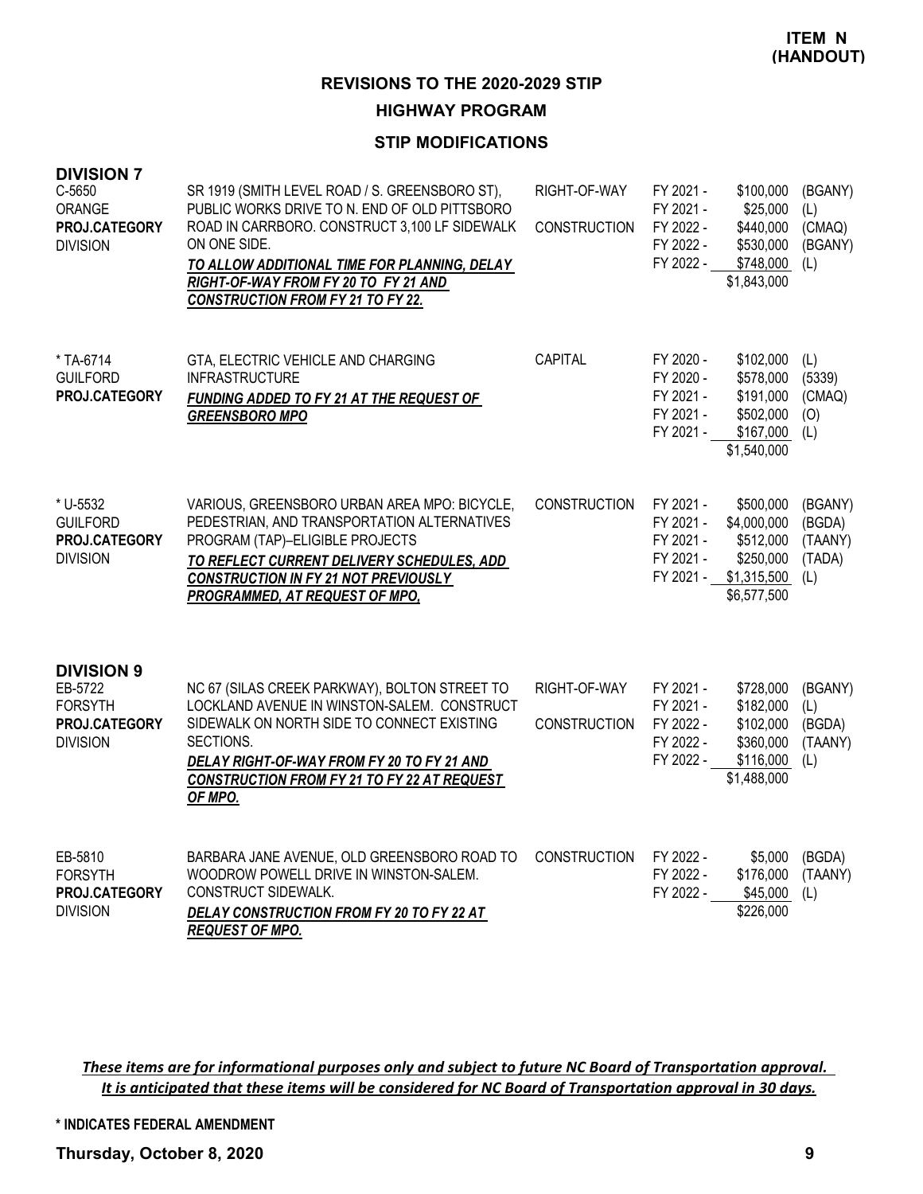**ITEM N (HANDOUT)**

# REVISIONS TO THE 2020-2029 STIP

## HIGHWAY PROGRAM

### STIP MODIFICATIONS

**DIVISION 7**

| Project | Description | Work Type | Fiscal Year | Amount | Funding |
|---|---|---|---|---|---|
| C-5650<br>ORANGE<br>**PROJ.CATEGORY**<br>DIVISION | SR 1919 (SMITH LEVEL ROAD / S. GREENSBORO ST), PUBLIC WORKS DRIVE TO N. END OF OLD PITTSBORO ROAD IN CARRBORO. CONSTRUCT 3,100 LF SIDEWALK ON ONE SIDE.<br>***TO ALLOW ADDITIONAL TIME FOR PLANNING, DELAY RIGHT-OF-WAY FROM FY 20 TO FY 21 AND CONSTRUCTION FROM FY 21 TO FY 22.*** | RIGHT-OF-WAY | FY 2021 - | $100,000 | (BGANY) |
| | | | FY 2021 - | $25,000 | (L) |
| | | CONSTRUCTION | FY 2022 - | $440,000 | (CMAQ) |
| | | | FY 2022 - | $530,000 | (BGANY) |
| | | | FY 2022 - | $748,000 | (L) |
| | | | | $1,843,000 | |
| * TA-6714<br>GUILFORD<br>**PROJ.CATEGORY** | GTA, ELECTRIC VEHICLE AND CHARGING INFRASTRUCTURE<br>***FUNDING ADDED TO FY 21 AT THE REQUEST OF GREENSBORO MPO*** | CAPITAL | FY 2020 - | $102,000 | (L) |
| | | | FY 2020 - | $578,000 | (5339) |
| | | | FY 2021 - | $191,000 | (CMAQ) |
| | | | FY 2021 - | $502,000 | (O) |
| | | | FY 2021 - | $167,000 | (L) |
| | | | | $1,540,000 | |
| * U-5532<br>GUILFORD<br>**PROJ.CATEGORY**<br>DIVISION | VARIOUS, GREENSBORO URBAN AREA MPO: BICYCLE, PEDESTRIAN, AND TRANSPORTATION ALTERNATIVES PROGRAM (TAP)–ELIGIBLE PROJECTS<br>***TO REFLECT CURRENT DELIVERY SCHEDULES, ADD CONSTRUCTION IN FY 21 NOT PREVIOUSLY PROGRAMMED, AT REQUEST OF MPO,*** | CONSTRUCTION | FY 2021 - | $500,000 | (BGANY) |
| | | | FY 2021 - | $4,000,000 | (BGDA) |
| | | | FY 2021 - | $512,000 | (TAANY) |
| | | | FY 2021 - | $250,000 | (TADA) |
| | | | FY 2021 - | $1,315,500 | (L) |
| | | | | $6,577,500 | |

**DIVISION 9**

| Project | Description | Work Type | Fiscal Year | Amount | Funding |
|---|---|---|---|---|---|
| EB-5722<br>FORSYTH<br>**PROJ.CATEGORY**<br>DIVISION | NC 67 (SILAS CREEK PARKWAY), BOLTON STREET TO LOCKLAND AVENUE IN WINSTON-SALEM. CONSTRUCT SIDEWALK ON NORTH SIDE TO CONNECT EXISTING SECTIONS.<br>***DELAY RIGHT-OF-WAY FROM FY 20 TO FY 21 AND CONSTRUCTION FROM FY 21 TO FY 22 AT REQUEST OF MPO.*** | RIGHT-OF-WAY | FY 2021 - | $728,000 | (BGANY) |
| | | | FY 2021 - | $182,000 | (L) |
| | | CONSTRUCTION | FY 2022 - | $102,000 | (BGDA) |
| | | | FY 2022 - | $360,000 | (TAANY) |
| | | | FY 2022 - | $116,000 | (L) |
| | | | | $1,488,000 | |
| EB-5810<br>FORSYTH<br>**PROJ.CATEGORY**<br>DIVISION | BARBARA JANE AVENUE, OLD GREENSBORO ROAD TO WOODROW POWELL DRIVE IN WINSTON-SALEM. CONSTRUCT SIDEWALK.<br>***DELAY CONSTRUCTION FROM FY 20 TO FY 22 AT REQUEST OF MPO.*** | CONSTRUCTION | FY 2022 - | $5,000 | (BGDA) |
| | | | FY 2022 - | $176,000 | (TAANY) |
| | | | FY 2022 - | $45,000 | (L) |
| | | | | $226,000 | |

*These items are for informational purposes only and subject to future NC Board of Transportation approval. It is anticipated that these items will be considered for NC Board of Transportation approval in 30 days.*

**\* INDICATES FEDERAL AMENDMENT**

**Thursday, October 8, 2020**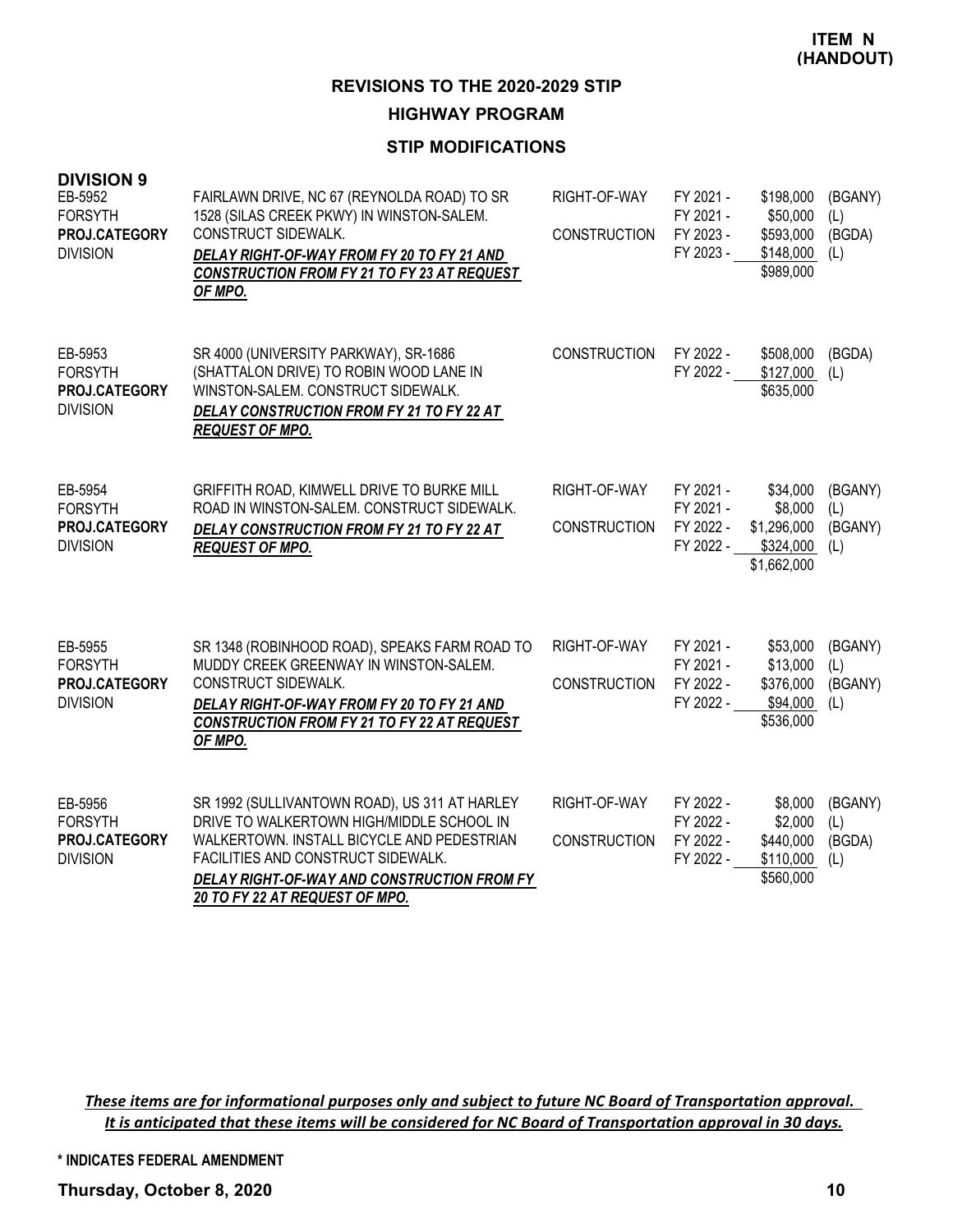**ITEM N (HANDOUT)**

## REVISIONS TO THE 2020-2029 STIP

### HIGHWAY PROGRAM

### STIP MODIFICATIONS

**DIVISION 9**

| Project | Description | Phase | Fiscal Year | Amount | Fund |
|---|---|---|---|---|---|
| EB-5952<br>FORSYTH<br>**PROJ.CATEGORY**<br>DIVISION | FAIRLAWN DRIVE, NC 67 (REYNOLDA ROAD) TO SR 1528 (SILAS CREEK PKWY) IN WINSTON-SALEM. CONSTRUCT SIDEWALK.<br>***DELAY RIGHT-OF-WAY FROM FY 20 TO FY 21 AND CONSTRUCTION FROM FY 21 TO FY 23 AT REQUEST OF MPO.*** | RIGHT-OF-WAY | FY 2021 - | $198,000 | (BGANY) |
| | | | FY 2021 - | $50,000 | (L) |
| | | CONSTRUCTION | FY 2023 - | $593,000 | (BGDA) |
| | | | FY 2023 - | $148,000 | (L) |
| | | | | $989,000 | |
| EB-5953<br>FORSYTH<br>**PROJ.CATEGORY**<br>DIVISION | SR 4000 (UNIVERSITY PARKWAY), SR-1686 (SHATTALON DRIVE) TO ROBIN WOOD LANE IN WINSTON-SALEM. CONSTRUCT SIDEWALK.<br>***DELAY CONSTRUCTION FROM FY 21 TO FY 22 AT REQUEST OF MPO.*** | CONSTRUCTION | FY 2022 - | $508,000 | (BGDA) |
| | | | FY 2022 - | $127,000 | (L) |
| | | | | $635,000 | |
| EB-5954<br>FORSYTH<br>**PROJ.CATEGORY**<br>DIVISION | GRIFFITH ROAD, KIMWELL DRIVE TO BURKE MILL ROAD IN WINSTON-SALEM. CONSTRUCT SIDEWALK.<br>***DELAY CONSTRUCTION FROM FY 21 TO FY 22 AT REQUEST OF MPO.*** | RIGHT-OF-WAY | FY 2021 - | $34,000 | (BGANY) |
| | | | FY 2021 - | $8,000 | (L) |
| | | CONSTRUCTION | FY 2022 - | $1,296,000 | (BGANY) |
| | | | FY 2022 - | $324,000 | (L) |
| | | | | $1,662,000 | |
| EB-5955<br>FORSYTH<br>**PROJ.CATEGORY**<br>DIVISION | SR 1348 (ROBINHOOD ROAD), SPEAKS FARM ROAD TO MUDDY CREEK GREENWAY IN WINSTON-SALEM. CONSTRUCT SIDEWALK.<br>***DELAY RIGHT-OF-WAY FROM FY 20 TO FY 21 AND CONSTRUCTION FROM FY 21 TO FY 22 AT REQUEST OF MPO.*** | RIGHT-OF-WAY | FY 2021 - | $53,000 | (BGANY) |
| | | | FY 2021 - | $13,000 | (L) |
| | | CONSTRUCTION | FY 2022 - | $376,000 | (BGANY) |
| | | | FY 2022 - | $94,000 | (L) |
| | | | | $536,000 | |
| EB-5956<br>FORSYTH<br>**PROJ.CATEGORY**<br>DIVISION | SR 1992 (SULLIVANTOWN ROAD), US 311 AT HARLEY DRIVE TO WALKERTOWN HIGH/MIDDLE SCHOOL IN WALKERTOWN. INSTALL BICYCLE AND PEDESTRIAN FACILITIES AND CONSTRUCT SIDEWALK.<br>***DELAY RIGHT-OF-WAY AND CONSTRUCTION FROM FY 20 TO FY 22 AT REQUEST OF MPO.*** | RIGHT-OF-WAY | FY 2022 - | $8,000 | (BGANY) |
| | | | FY 2022 - | $2,000 | (L) |
| | | CONSTRUCTION | FY 2022 - | $440,000 | (BGDA) |
| | | | FY 2022 - | $110,000 | (L) |
| | | | | $560,000 | |

***These items are for informational purposes only and subject to future NC Board of Transportation approval. It is anticipated that these items will be considered for NC Board of Transportation approval in 30 days.***

**\* INDICATES FEDERAL AMENDMENT**

**Thursday, October 8, 2020**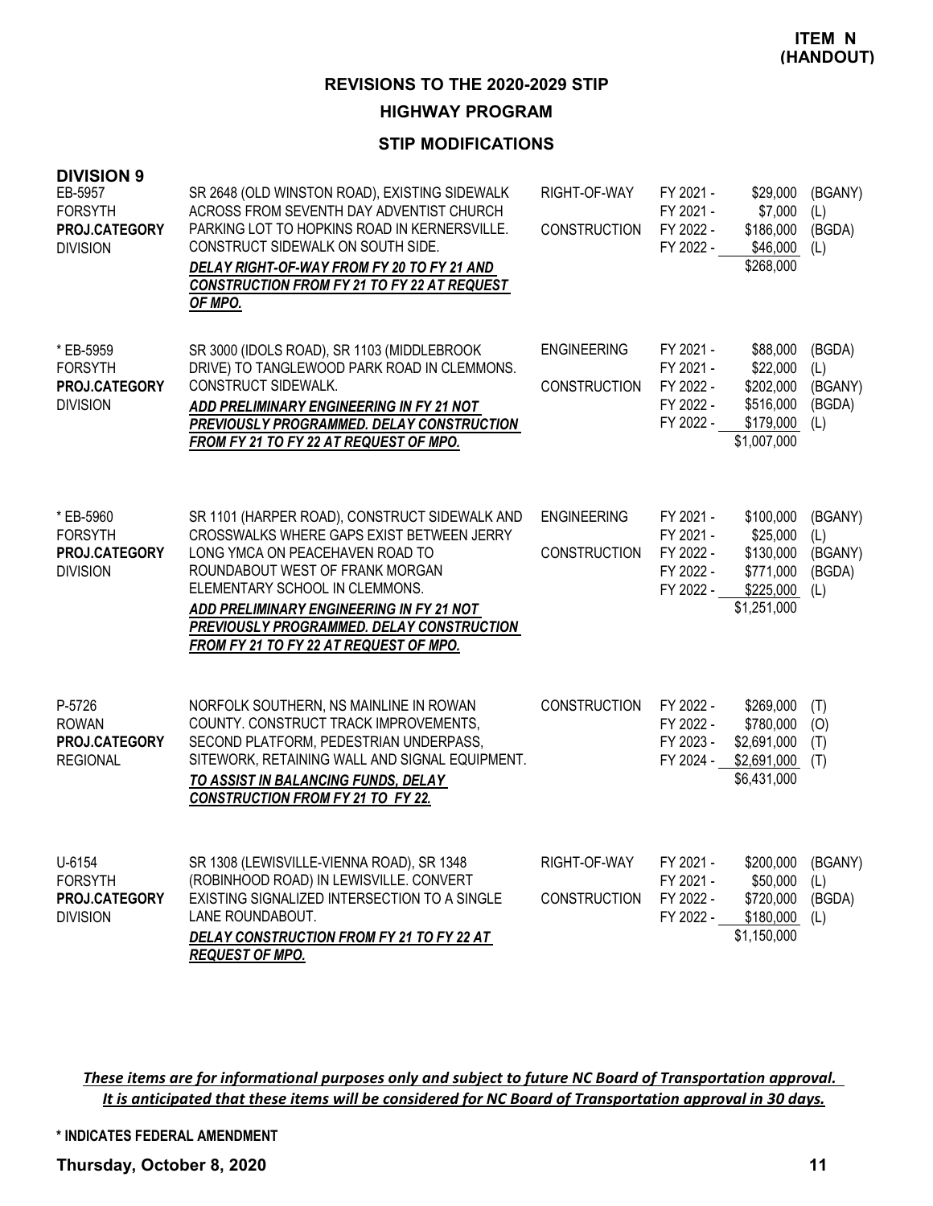**ITEM N (HANDOUT)**

## REVISIONS TO THE 2020-2029 STIP

### HIGHWAY PROGRAM

### STIP MODIFICATIONS

**DIVISION 9**

| Project | Description | Phase | Year | Amount | Fund |
|---|---|---|---|---|---|
| EB-5957<br>FORSYTH<br>**PROJ.CATEGORY**<br>DIVISION | SR 2648 (OLD WINSTON ROAD), EXISTING SIDEWALK ACROSS FROM SEVENTH DAY ADVENTIST CHURCH PARKING LOT TO HOPKINS ROAD IN KERNERSVILLE. CONSTRUCT SIDEWALK ON SOUTH SIDE.<br>***DELAY RIGHT-OF-WAY FROM FY 20 TO FY 21 AND CONSTRUCTION FROM FY 21 TO FY 22 AT REQUEST OF MPO.*** | RIGHT-OF-WAY<br><br>CONSTRUCTION | FY 2021 -<br>FY 2021 -<br>FY 2022 -<br>FY 2022 - | \$29,000<br>\$7,000<br>\$186,000<br>\$46,000<br>\$268,000 | (BGANY)<br>(L)<br>(BGDA)<br>(L) |
| * EB-5959<br>FORSYTH<br>**PROJ.CATEGORY**<br>DIVISION | SR 3000 (IDOLS ROAD), SR 1103 (MIDDLEBROOK DRIVE) TO TANGLEWOOD PARK ROAD IN CLEMMONS. CONSTRUCT SIDEWALK.<br>***ADD PRELIMINARY ENGINEERING IN FY 21 NOT PREVIOUSLY PROGRAMMED. DELAY CONSTRUCTION FROM FY 21 TO FY 22 AT REQUEST OF MPO.*** | ENGINEERING<br><br>CONSTRUCTION | FY 2021 -<br>FY 2021 -<br>FY 2022 -<br>FY 2022 -<br>FY 2022 - | \$88,000<br>\$22,000<br>\$202,000<br>\$516,000<br>\$179,000<br>\$1,007,000 | (BGDA)<br>(L)<br>(BGANY)<br>(BGDA)<br>(L) |
| * EB-5960<br>FORSYTH<br>**PROJ.CATEGORY**<br>DIVISION | SR 1101 (HARPER ROAD), CONSTRUCT SIDEWALK AND CROSSWALKS WHERE GAPS EXIST BETWEEN JERRY LONG YMCA ON PEACEHAVEN ROAD TO ROUNDABOUT WEST OF FRANK MORGAN ELEMENTARY SCHOOL IN CLEMMONS.<br>***ADD PRELIMINARY ENGINEERING IN FY 21 NOT PREVIOUSLY PROGRAMMED. DELAY CONSTRUCTION FROM FY 21 TO FY 22 AT REQUEST OF MPO.*** | ENGINEERING<br><br>CONSTRUCTION | FY 2021 -<br>FY 2021 -<br>FY 2022 -<br>FY 2022 -<br>FY 2022 - | \$100,000<br>\$25,000<br>\$130,000<br>\$771,000<br>\$225,000<br>\$1,251,000 | (BGANY)<br>(L)<br>(BGANY)<br>(BGDA)<br>(L) |
| P-5726<br>ROWAN<br>**PROJ.CATEGORY**<br>REGIONAL | NORFOLK SOUTHERN, NS MAINLINE IN ROWAN COUNTY. CONSTRUCT TRACK IMPROVEMENTS, SECOND PLATFORM, PEDESTRIAN UNDERPASS, SITEWORK, RETAINING WALL AND SIGNAL EQUIPMENT.<br>***TO ASSIST IN BALANCING FUNDS, DELAY CONSTRUCTION FROM FY 21 TO FY 22.*** | CONSTRUCTION | FY 2022 -<br>FY 2022 -<br>FY 2023 -<br>FY 2024 - | \$269,000<br>\$780,000<br>\$2,691,000<br>\$2,691,000<br>\$6,431,000 | (T)<br>(O)<br>(T)<br>(T) |
| U-6154<br>FORSYTH<br>**PROJ.CATEGORY**<br>DIVISION | SR 1308 (LEWISVILLE-VIENNA ROAD), SR 1348 (ROBINHOOD ROAD) IN LEWISVILLE. CONVERT EXISTING SIGNALIZED INTERSECTION TO A SINGLE LANE ROUNDABOUT.<br>***DELAY CONSTRUCTION FROM FY 21 TO FY 22 AT REQUEST OF MPO.*** | RIGHT-OF-WAY<br><br>CONSTRUCTION | FY 2021 -<br>FY 2021 -<br>FY 2022 -<br>FY 2022 - | \$200,000<br>\$50,000<br>\$720,000<br>\$180,000<br>\$1,150,000 | (BGANY)<br>(L)<br>(BGDA)<br>(L) |

***These items are for informational purposes only and subject to future NC Board of Transportation approval. It is anticipated that these items will be considered for NC Board of Transportation approval in 30 days.***

**\* INDICATES FEDERAL AMENDMENT**

**Thursday, October 8, 2020**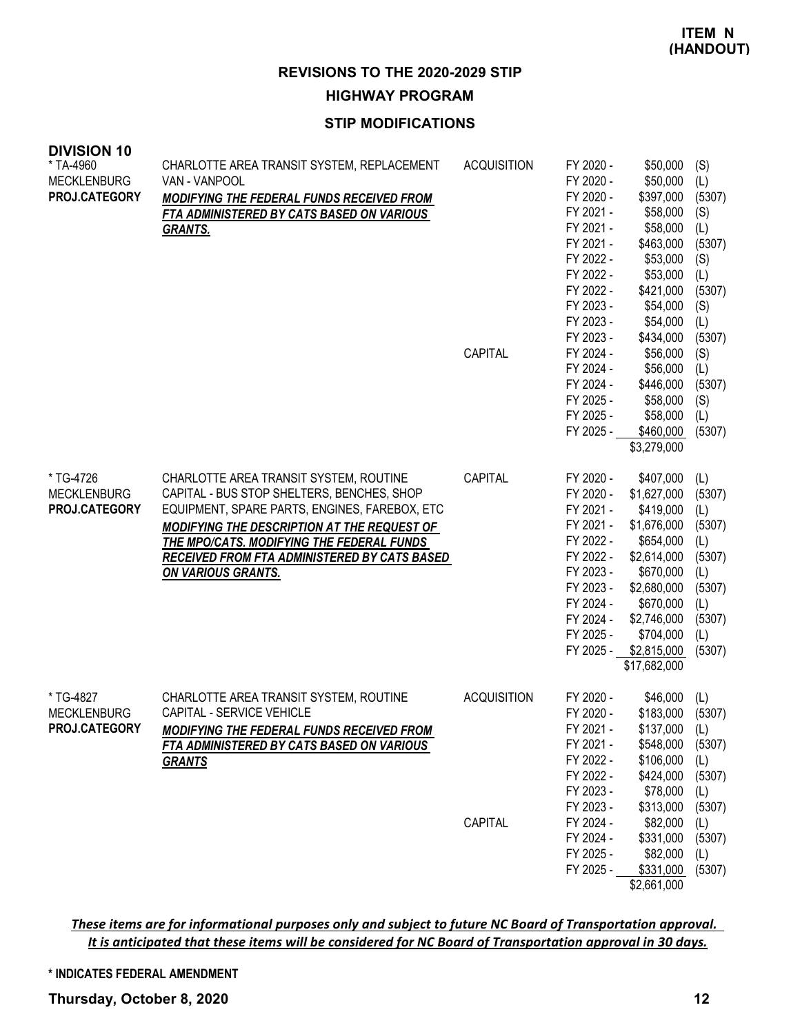**ITEM N (HANDOUT)**

## REVISIONS TO THE 2020-2029 STIP

## HIGHWAY PROGRAM

### STIP MODIFICATIONS

**DIVISION 10**

| Project | Description | Category | Fiscal Year | Amount | Source |
|---|---|---|---|---|---|
| * TA-4960<br>MECKLENBURG<br>**PROJ.CATEGORY** | CHARLOTTE AREA TRANSIT SYSTEM, REPLACEMENT VAN - VANPOOL<br>***MODIFYING THE FEDERAL FUNDS RECEIVED FROM FTA ADMINISTERED BY CATS BASED ON VARIOUS GRANTS.*** | ACQUISITION | FY 2020 - | $50,000 | (S) |
| | | | FY 2020 - | $50,000 | (L) |
| | | | FY 2020 - | $397,000 | (5307) |
| | | | FY 2021 - | $58,000 | (S) |
| | | | FY 2021 - | $58,000 | (L) |
| | | | FY 2021 - | $463,000 | (5307) |
| | | | FY 2022 - | $53,000 | (S) |
| | | | FY 2022 - | $53,000 | (L) |
| | | | FY 2022 - | $421,000 | (5307) |
| | | | FY 2023 - | $54,000 | (S) |
| | | | FY 2023 - | $54,000 | (L) |
| | | | FY 2023 - | $434,000 | (5307) |
| | | CAPITAL | FY 2024 - | $56,000 | (S) |
| | | | FY 2024 - | $56,000 | (L) |
| | | | FY 2024 - | $446,000 | (5307) |
| | | | FY 2025 - | $58,000 | (S) |
| | | | FY 2025 - | $58,000 | (L) |
| | | | FY 2025 - | $460,000 | (5307) |
| | | | | $3,279,000 | |
| * TG-4726<br>MECKLENBURG<br>**PROJ.CATEGORY** | CHARLOTTE AREA TRANSIT SYSTEM, ROUTINE CAPITAL - BUS STOP SHELTERS, BENCHES, SHOP EQUIPMENT, SPARE PARTS, ENGINES, FAREBOX, ETC<br>***MODIFYING THE DESCRIPTION AT THE REQUEST OF THE MPO/CATS. MODIFYING THE FEDERAL FUNDS RECEIVED FROM FTA ADMINISTERED BY CATS BASED ON VARIOUS GRANTS.*** | CAPITAL | FY 2020 - | $407,000 | (L) |
| | | | FY 2020 - | $1,627,000 | (5307) |
| | | | FY 2021 - | $419,000 | (L) |
| | | | FY 2021 - | $1,676,000 | (5307) |
| | | | FY 2022 - | $654,000 | (L) |
| | | | FY 2022 - | $2,614,000 | (5307) |
| | | | FY 2023 - | $670,000 | (L) |
| | | | FY 2023 - | $2,680,000 | (5307) |
| | | | FY 2024 - | $670,000 | (L) |
| | | | FY 2024 - | $2,746,000 | (5307) |
| | | | FY 2025 - | $704,000 | (L) |
| | | | FY 2025 - | $2,815,000 | (5307) |
| | | | | $17,682,000 | |
| * TG-4827<br>MECKLENBURG<br>**PROJ.CATEGORY** | CHARLOTTE AREA TRANSIT SYSTEM, ROUTINE CAPITAL - SERVICE VEHICLE<br>***MODIFYING THE FEDERAL FUNDS RECEIVED FROM FTA ADMINISTERED BY CATS BASED ON VARIOUS GRANTS*** | ACQUISITION | FY 2020 - | $46,000 | (L) |
| | | | FY 2020 - | $183,000 | (5307) |
| | | | FY 2021 - | $137,000 | (L) |
| | | | FY 2021 - | $548,000 | (5307) |
| | | | FY 2022 - | $106,000 | (L) |
| | | | FY 2022 - | $424,000 | (5307) |
| | | | FY 2023 - | $78,000 | (L) |
| | | | FY 2023 - | $313,000 | (5307) |
| | | CAPITAL | FY 2024 - | $82,000 | (L) |
| | | | FY 2024 - | $331,000 | (5307) |
| | | | FY 2025 - | $82,000 | (L) |
| | | | FY 2025 - | $331,000 | (5307) |
| | | | | $2,661,000 | |

***These items are for informational purposes only and subject to future NC Board of Transportation approval. It is anticipated that these items will be considered for NC Board of Transportation approval in 30 days.***

**\* INDICATES FEDERAL AMENDMENT**

**Thursday, October 8, 2020**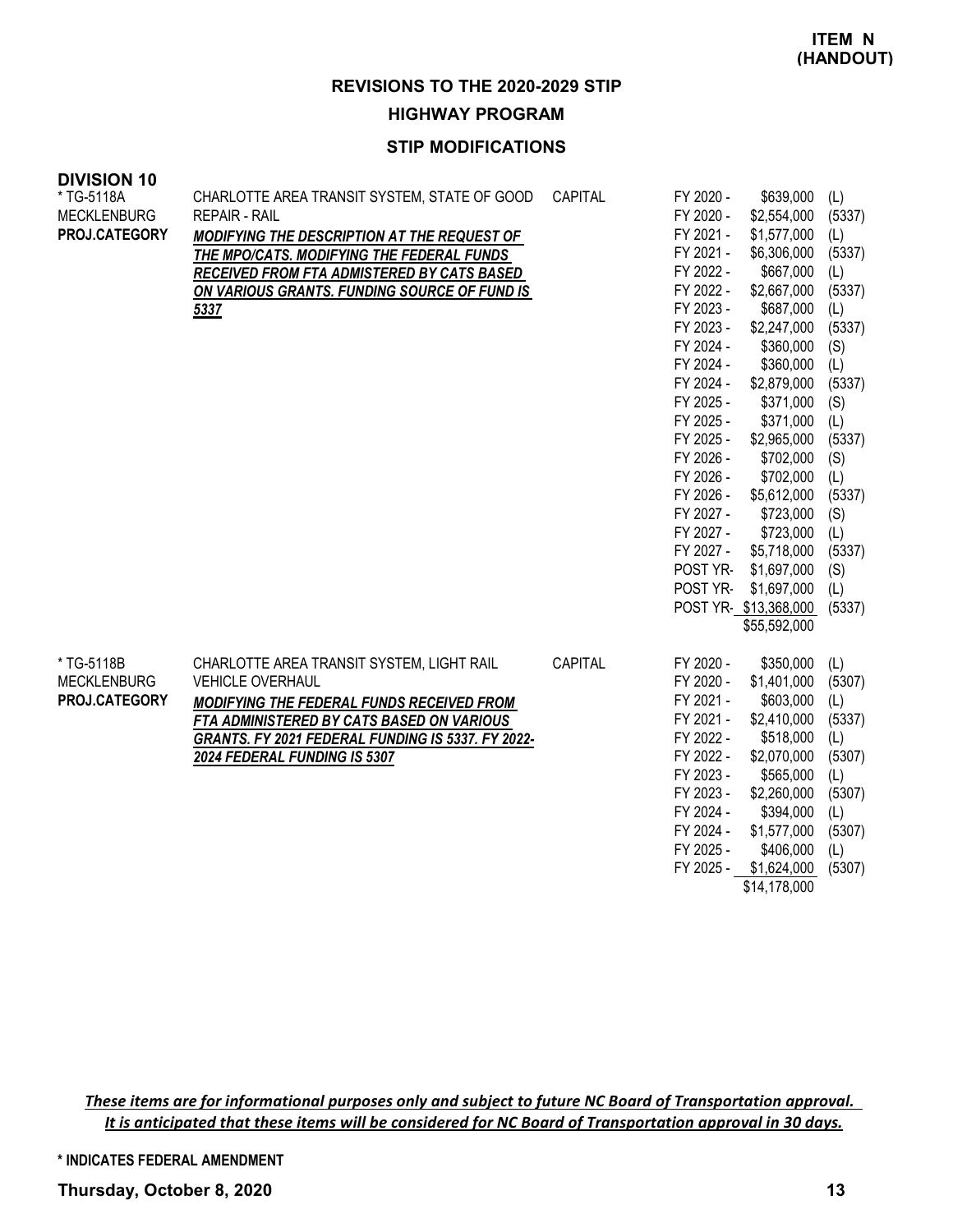**ITEM N (HANDOUT)**

# REVISIONS TO THE 2020-2029 STIP

## HIGHWAY PROGRAM

### STIP MODIFICATIONS

**DIVISION 10**

| Project | Description | Category | Year | Amount | Source |
|---|---|---|---|---|---|
| * TG-5118A<br>MECKLENBURG<br>**PROJ.CATEGORY** | CHARLOTTE AREA TRANSIT SYSTEM, STATE OF GOOD REPAIR - RAIL<br>***MODIFYING THE DESCRIPTION AT THE REQUEST OF THE MPO/CATS. MODIFYING THE FEDERAL FUNDS RECEIVED FROM FTA ADMISTERED BY CATS BASED ON VARIOUS GRANTS. FUNDING SOURCE OF FUND IS 5337*** | CAPITAL | FY 2020 - | $639,000 | (L) |
| | | | FY 2020 - | $2,554,000 | (5337) |
| | | | FY 2021 - | $1,577,000 | (L) |
| | | | FY 2021 - | $6,306,000 | (5337) |
| | | | FY 2022 - | $667,000 | (L) |
| | | | FY 2022 - | $2,667,000 | (5337) |
| | | | FY 2023 - | $687,000 | (L) |
| | | | FY 2023 - | $2,247,000 | (5337) |
| | | | FY 2024 - | $360,000 | (S) |
| | | | FY 2024 - | $360,000 | (L) |
| | | | FY 2024 - | $2,879,000 | (5337) |
| | | | FY 2025 - | $371,000 | (S) |
| | | | FY 2025 - | $371,000 | (L) |
| | | | FY 2025 - | $2,965,000 | (5337) |
| | | | FY 2026 - | $702,000 | (S) |
| | | | FY 2026 - | $702,000 | (L) |
| | | | FY 2026 - | $5,612,000 | (5337) |
| | | | FY 2027 - | $723,000 | (S) |
| | | | FY 2027 - | $723,000 | (L) |
| | | | FY 2027 - | $5,718,000 | (5337) |
| | | | POST YR- | $1,697,000 | (S) |
| | | | POST YR- | $1,697,000 | (L) |
| | | | POST YR- | $13,368,000 | (5337) |
| | | | | $55,592,000 | |
| * TG-5118B<br>MECKLENBURG<br>**PROJ.CATEGORY** | CHARLOTTE AREA TRANSIT SYSTEM, LIGHT RAIL VEHICLE OVERHAUL<br>***MODIFYING THE FEDERAL FUNDS RECEIVED FROM FTA ADMINISTERED BY CATS BASED ON VARIOUS GRANTS. FY 2021 FEDERAL FUNDING IS 5337. FY 2022-2024 FEDERAL FUNDING IS 5307*** | CAPITAL | FY 2020 - | $350,000 | (L) |
| | | | FY 2020 - | $1,401,000 | (5307) |
| | | | FY 2021 - | $603,000 | (L) |
| | | | FY 2021 - | $2,410,000 | (5337) |
| | | | FY 2022 - | $518,000 | (L) |
| | | | FY 2022 - | $2,070,000 | (5307) |
| | | | FY 2023 - | $565,000 | (L) |
| | | | FY 2023 - | $2,260,000 | (5307) |
| | | | FY 2024 - | $394,000 | (L) |
| | | | FY 2024 - | $1,577,000 | (5307) |
| | | | FY 2025 - | $406,000 | (L) |
| | | | FY 2025 - | $1,624,000 | (5307) |
| | | | | $14,178,000 | |

***These items are for informational purposes only and subject to future NC Board of Transportation approval. It is anticipated that these items will be considered for NC Board of Transportation approval in 30 days.***

**\* INDICATES FEDERAL AMENDMENT**

**Thursday, October 8, 2020**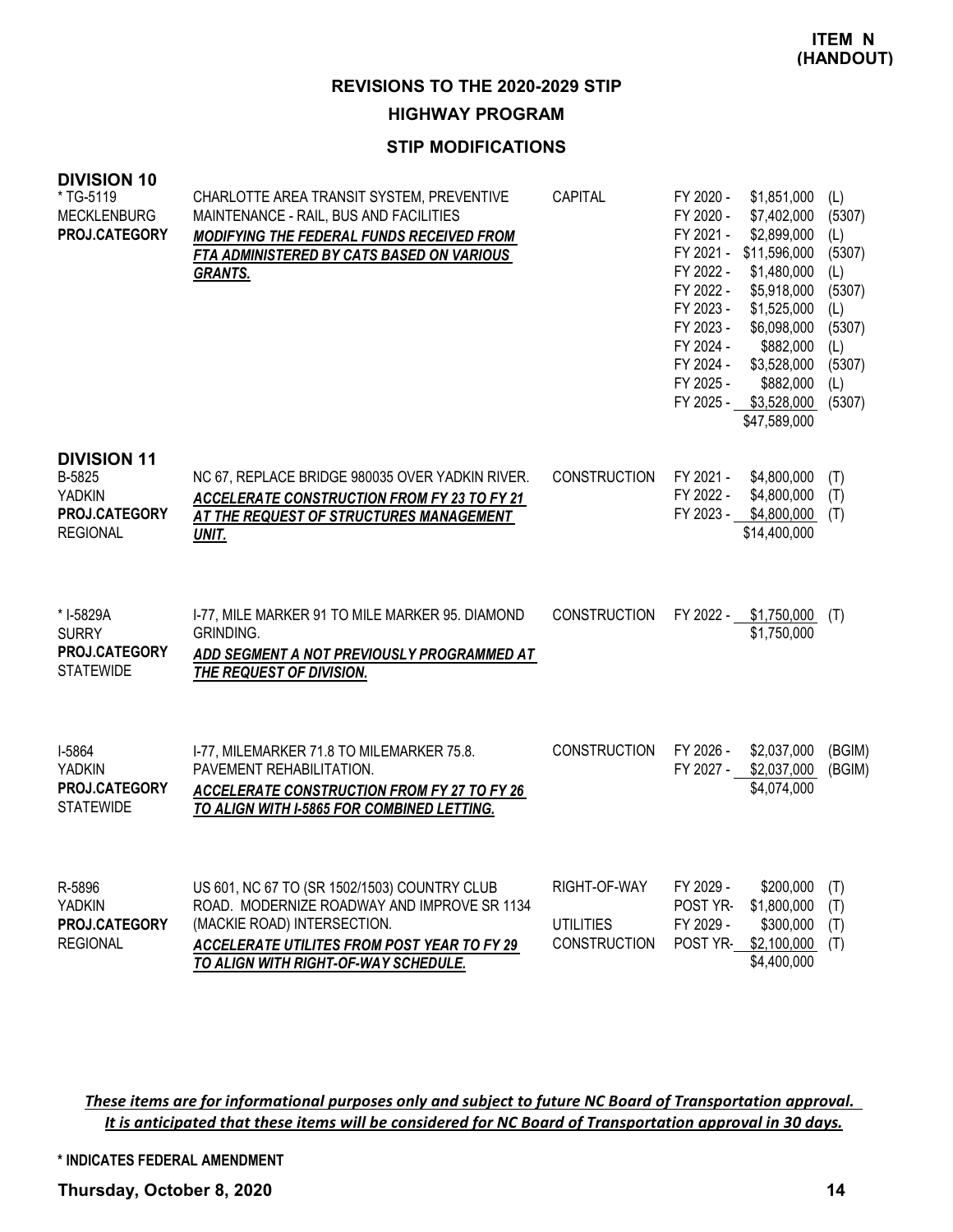**ITEM N (HANDOUT)**

# REVISIONS TO THE 2020-2029 STIP

## HIGHWAY PROGRAM

### STIP MODIFICATIONS

**DIVISION 10**

| Project | Description | Category | Year | Amount | Fund |
|---|---|---|---|---|---|
| * TG-5119<br>MECKLENBURG<br>**PROJ.CATEGORY** | CHARLOTTE AREA TRANSIT SYSTEM, PREVENTIVE MAINTENANCE - RAIL, BUS AND FACILITIES<br>***MODIFYING THE FEDERAL FUNDS RECEIVED FROM FTA ADMINISTERED BY CATS BASED ON VARIOUS GRANTS.*** | CAPITAL | FY 2020 - | $1,851,000 | (L) |
| | | | FY 2020 - | $7,402,000 | (5307) |
| | | | FY 2021 - | $2,899,000 | (L) |
| | | | FY 2021 - | $11,596,000 | (5307) |
| | | | FY 2022 - | $1,480,000 | (L) |
| | | | FY 2022 - | $5,918,000 | (5307) |
| | | | FY 2023 - | $1,525,000 | (L) |
| | | | FY 2023 - | $6,098,000 | (5307) |
| | | | FY 2024 - | $882,000 | (L) |
| | | | FY 2024 - | $3,528,000 | (5307) |
| | | | FY 2025 - | $882,000 | (L) |
| | | | FY 2025 - | $3,528,000 | (5307) |
| | | | | $47,589,000 | |

**DIVISION 11**

| Project | Description | Category | Year | Amount | Fund |
|---|---|---|---|---|---|
| B-5825<br>YADKIN<br>**PROJ.CATEGORY**<br>REGIONAL | NC 67, REPLACE BRIDGE 980035 OVER YADKIN RIVER.<br>***ACCELERATE CONSTRUCTION FROM FY 23 TO FY 21 AT THE REQUEST OF STRUCTURES MANAGEMENT UNIT.*** | CONSTRUCTION | FY 2021 - | $4,800,000 | (T) |
| | | | FY 2022 - | $4,800,000 | (T) |
| | | | FY 2023 - | $4,800,000 | (T) |
| | | | | $14,400,000 | |
| * I-5829A<br>SURRY<br>**PROJ.CATEGORY**<br>STATEWIDE | I-77, MILE MARKER 91 TO MILE MARKER 95. DIAMOND GRINDING.<br>***ADD SEGMENT A NOT PREVIOUSLY PROGRAMMED AT THE REQUEST OF DIVISION.*** | CONSTRUCTION | FY 2022 - | $1,750,000 | (T) |
| | | | | $1,750,000 | |
| I-5864<br>YADKIN<br>**PROJ.CATEGORY**<br>STATEWIDE | I-77, MILEMARKER 71.8 TO MILEMARKER 75.8. PAVEMENT REHABILITATION.<br>***ACCELERATE CONSTRUCTION FROM FY 27 TO FY 26 TO ALIGN WITH I-5865 FOR COMBINED LETTING.*** | CONSTRUCTION | FY 2026 - | $2,037,000 | (BGIM) |
| | | | FY 2027 - | $2,037,000 | (BGIM) |
| | | | | $4,074,000 | |
| R-5896<br>YADKIN<br>**PROJ.CATEGORY**<br>REGIONAL | US 601, NC 67 TO (SR 1502/1503) COUNTRY CLUB ROAD. MODERNIZE ROADWAY AND IMPROVE SR 1134 (MACKIE ROAD) INTERSECTION.<br>***ACCELERATE UTILITES FROM POST YEAR TO FY 29 TO ALIGN WITH RIGHT-OF-WAY SCHEDULE.*** | RIGHT-OF-WAY | FY 2029 - | $200,000 | (T) |
| | | | POST YR- | $1,800,000 | (T) |
| | | UTILITIES | FY 2029 - | $300,000 | (T) |
| | | CONSTRUCTION | POST YR- | $2,100,000 | (T) |
| | | | | $4,400,000 | |

*These items are for informational purposes only and subject to future NC Board of Transportation approval. It is anticipated that these items will be considered for NC Board of Transportation approval in 30 days.*

**\* INDICATES FEDERAL AMENDMENT**

**Thursday, October 8, 2020**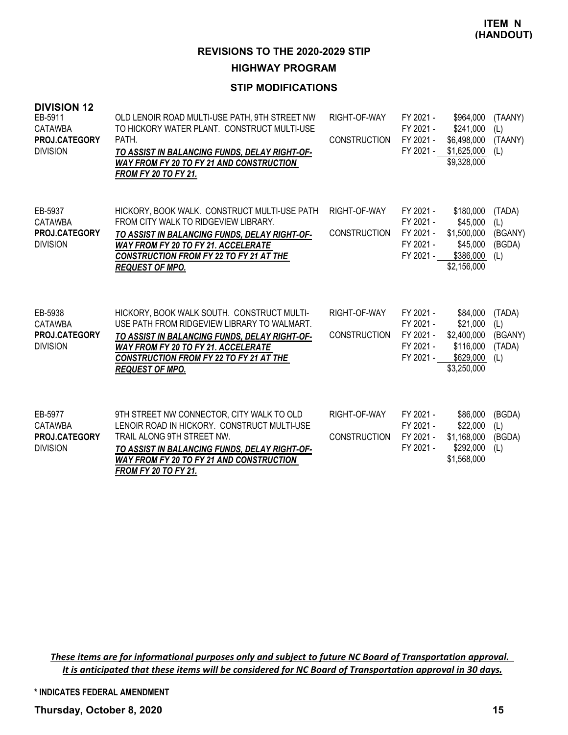**ITEM N (HANDOUT)**

## REVISIONS TO THE 2020-2029 STIP

### HIGHWAY PROGRAM

### STIP MODIFICATIONS

**DIVISION 12**

| Project | Description | Phase | Fiscal Year | Amount | Source |
|---|---|---|---|---|---|
| EB-5911<br>CATAWBA<br>**PROJ.CATEGORY**<br>DIVISION | OLD LENOIR ROAD MULTI-USE PATH, 9TH STREET NW TO HICKORY WATER PLANT. CONSTRUCT MULTI-USE PATH.<br>***TO ASSIST IN BALANCING FUNDS, DELAY RIGHT-OF-WAY FROM FY 20 TO FY 21 AND CONSTRUCTION FROM FY 20 TO FY 21.*** | RIGHT-OF-WAY | FY 2021 - | $964,000 | (TAANY) |
| | | | FY 2021 - | $241,000 | (L) |
| | | CONSTRUCTION | FY 2021 - | $6,498,000 | (TAANY) |
| | | | FY 2021 - | $1,625,000 | (L) |
| | | | | $9,328,000 | |
| EB-5937<br>CATAWBA<br>**PROJ.CATEGORY**<br>DIVISION | HICKORY, BOOK WALK. CONSTRUCT MULTI-USE PATH FROM CITY WALK TO RIDGEVIEW LIBRARY.<br>***TO ASSIST IN BALANCING FUNDS, DELAY RIGHT-OF-WAY FROM FY 20 TO FY 21. ACCELERATE CONSTRUCTION FROM FY 22 TO FY 21 AT THE REQUEST OF MPO.*** | RIGHT-OF-WAY | FY 2021 - | $180,000 | (TADA) |
| | | | FY 2021 - | $45,000 | (L) |
| | | CONSTRUCTION | FY 2021 - | $1,500,000 | (BGANY) |
| | | | FY 2021 - | $45,000 | (BGDA) |
| | | | FY 2021 - | $386,000 | (L) |
| | | | | $2,156,000 | |
| EB-5938<br>CATAWBA<br>**PROJ.CATEGORY**<br>DIVISION | HICKORY, BOOK WALK SOUTH. CONSTRUCT MULTI-USE PATH FROM RIDGEVIEW LIBRARY TO WALMART.<br>***TO ASSIST IN BALANCING FUNDS, DELAY RIGHT-OF-WAY FROM FY 20 TO FY 21. ACCELERATE CONSTRUCTION FROM FY 22 TO FY 21 AT THE REQUEST OF MPO.*** | RIGHT-OF-WAY | FY 2021 - | $84,000 | (TADA) |
| | | | FY 2021 - | $21,000 | (L) |
| | | CONSTRUCTION | FY 2021 - | $2,400,000 | (BGANY) |
| | | | FY 2021 - | $116,000 | (TADA) |
| | | | FY 2021 - | $629,000 | (L) |
| | | | | $3,250,000 | |
| EB-5977<br>CATAWBA<br>**PROJ.CATEGORY**<br>DIVISION | 9TH STREET NW CONNECTOR, CITY WALK TO OLD LENOIR ROAD IN HICKORY. CONSTRUCT MULTI-USE TRAIL ALONG 9TH STREET NW.<br>***TO ASSIST IN BALANCING FUNDS, DELAY RIGHT-OF-WAY FROM FY 20 TO FY 21 AND CONSTRUCTION FROM FY 20 TO FY 21.*** | RIGHT-OF-WAY | FY 2021 - | $86,000 | (BGDA) |
| | | | FY 2021 - | $22,000 | (L) |
| | | CONSTRUCTION | FY 2021 - | $1,168,000 | (BGDA) |
| | | | FY 2021 - | $292,000 | (L) |
| | | | | $1,568,000 | |

*These items are for informational purposes only and subject to future NC Board of Transportation approval. It is anticipated that these items will be considered for NC Board of Transportation approval in 30 days.*

**\* INDICATES FEDERAL AMENDMENT**

**Thursday, October 8, 2020**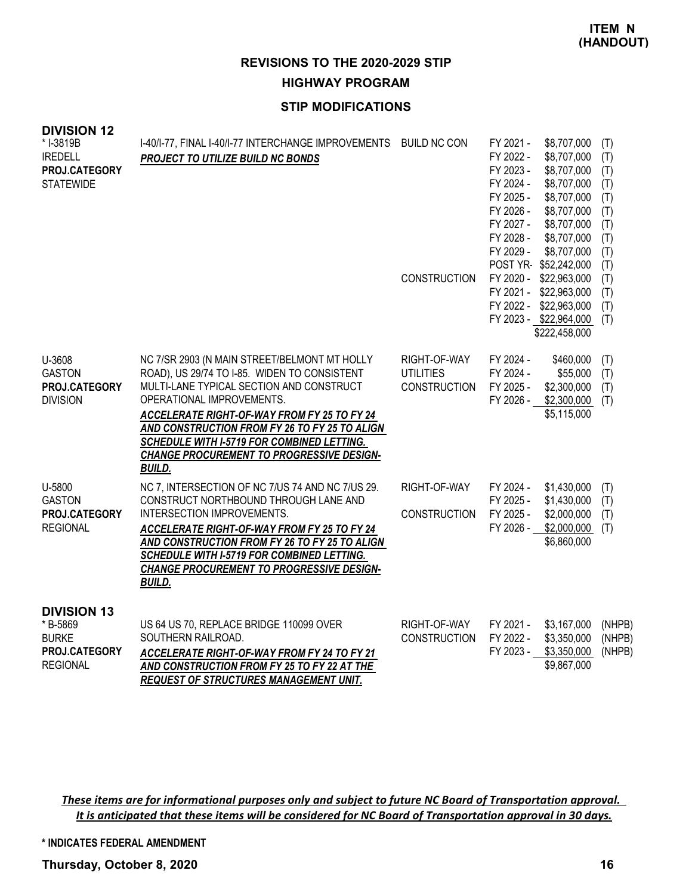**ITEM N (HANDOUT)**

## REVISIONS TO THE 2020-2029 STIP

## HIGHWAY PROGRAM

### STIP MODIFICATIONS

### DIVISION 12

| Project | Description | Work Type | Fiscal Year | Amount | Fund |
|---|---|---|---|---|---|
| * I-3819B<br>IREDELL<br>**PROJ.CATEGORY**<br>STATEWIDE | I-40/I-77, FINAL I-40/I-77 INTERCHANGE IMPROVEMENTS<br>***PROJECT TO UTILIZE BUILD NC BONDS*** | BUILD NC CON | FY 2021 - | $8,707,000 | (T) |
| | | | FY 2022 - | $8,707,000 | (T) |
| | | | FY 2023 - | $8,707,000 | (T) |
| | | | FY 2024 - | $8,707,000 | (T) |
| | | | FY 2025 - | $8,707,000 | (T) |
| | | | FY 2026 - | $8,707,000 | (T) |
| | | | FY 2027 - | $8,707,000 | (T) |
| | | | FY 2028 - | $8,707,000 | (T) |
| | | | FY 2029 - | $8,707,000 | (T) |
| | | | POST YR- | $52,242,000 | (T) |
| | | CONSTRUCTION | FY 2020 - | $22,963,000 | (T) |
| | | | FY 2021 - | $22,963,000 | (T) |
| | | | FY 2022 - | $22,963,000 | (T) |
| | | | FY 2023 - | $22,964,000 | (T) |
| | | | | $222,458,000 | |
| U-3608<br>GASTON<br>**PROJ.CATEGORY**<br>DIVISION | NC 7/SR 2903 (N MAIN STREET/BELMONT MT HOLLY ROAD), US 29/74 TO I-85. WIDEN TO CONSISTENT MULTI-LANE TYPICAL SECTION AND CONSTRUCT OPERATIONAL IMPROVEMENTS.<br>***ACCELERATE RIGHT-OF-WAY FROM FY 25 TO FY 24 AND CONSTRUCTION FROM FY 26 TO FY 25 TO ALIGN SCHEDULE WITH I-5719 FOR COMBINED LETTING. CHANGE PROCUREMENT TO PROGRESSIVE DESIGN-BUILD.*** | RIGHT-OF-WAY | FY 2024 - | $460,000 | (T) |
| | | UTILITIES | FY 2024 - | $55,000 | (T) |
| | | CONSTRUCTION | FY 2025 - | $2,300,000 | (T) |
| | | | FY 2026 - | $2,300,000 | (T) |
| | | | | $5,115,000 | |
| U-5800<br>GASTON<br>**PROJ.CATEGORY**<br>REGIONAL | NC 7, INTERSECTION OF NC 7/US 74 AND NC 7/US 29. CONSTRUCT NORTHBOUND THROUGH LANE AND INTERSECTION IMPROVEMENTS.<br>***ACCELERATE RIGHT-OF-WAY FROM FY 25 TO FY 24 AND CONSTRUCTION FROM FY 26 TO FY 25 TO ALIGN SCHEDULE WITH I-5719 FOR COMBINED LETTING. CHANGE PROCUREMENT TO PROGRESSIVE DESIGN-BUILD.*** | RIGHT-OF-WAY | FY 2024 - | $1,430,000 | (T) |
| | | | FY 2025 - | $1,430,000 | (T) |
| | | CONSTRUCTION | FY 2025 - | $2,000,000 | (T) |
| | | | FY 2026 - | $2,000,000 | (T) |
| | | | | $6,860,000 | |

### DIVISION 13

| Project | Description | Work Type | Fiscal Year | Amount | Fund |
|---|---|---|---|---|---|
| * B-5869<br>BURKE<br>**PROJ.CATEGORY**<br>REGIONAL | US 64 US 70, REPLACE BRIDGE 110099 OVER SOUTHERN RAILROAD.<br>***ACCELERATE RIGHT-OF-WAY FROM FY 24 TO FY 21 AND CONSTRUCTION FROM FY 25 TO FY 22 AT THE REQUEST OF STRUCTURES MANAGEMENT UNIT.*** | RIGHT-OF-WAY | FY 2021 - | $3,167,000 | (NHPB) |
| | | CONSTRUCTION | FY 2022 - | $3,350,000 | (NHPB) |
| | | | FY 2023 - | $3,350,000 | (NHPB) |
| | | | | $9,867,000 | |

***These items are for informational purposes only and subject to future NC Board of Transportation approval. It is anticipated that these items will be considered for NC Board of Transportation approval in 30 days.***

**\* INDICATES FEDERAL AMENDMENT**

**Thursday, October 8, 2020**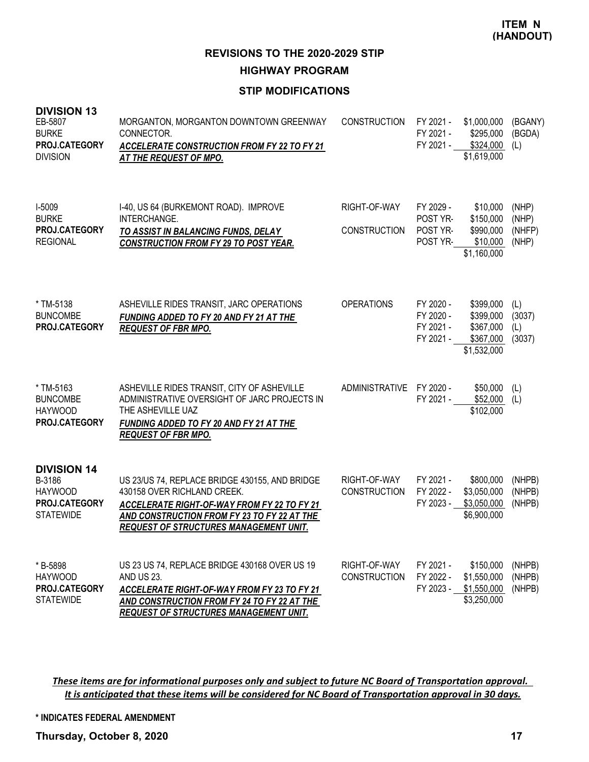**ITEM N (HANDOUT)**

## REVISIONS TO THE 2020-2029 STIP

### HIGHWAY PROGRAM

### STIP MODIFICATIONS

**DIVISION 13**

| Project | Description | Phase | Year | Amount | Fund |
|---|---|---|---|---|---|
| EB-5807<br>BURKE<br>**PROJ.CATEGORY**<br>DIVISION | MORGANTON, MORGANTON DOWNTOWN GREENWAY CONNECTOR.<br>***ACCELERATE CONSTRUCTION FROM FY 22 TO FY 21 AT THE REQUEST OF MPO.*** | CONSTRUCTION | FY 2021 -<br>FY 2021 -<br>FY 2021 - | \$1,000,000<br>\$295,000<br>\$324,000<br>\$1,619,000 | (BGANY)<br>(BGDA)<br>(L) |
| I-5009<br>BURKE<br>**PROJ.CATEGORY**<br>REGIONAL | I-40, US 64 (BURKEMONT ROAD). IMPROVE INTERCHANGE.<br>***TO ASSIST IN BALANCING FUNDS, DELAY CONSTRUCTION FROM FY 29 TO POST YEAR.*** | RIGHT-OF-WAY<br><br>CONSTRUCTION | FY 2029 -<br>POST YR-<br>POST YR-<br>POST YR- | \$10,000<br>\$150,000<br>\$990,000<br>\$10,000<br>\$1,160,000 | (NHP)<br>(NHP)<br>(NHFP)<br>(NHP) |
| * TM-5138<br>BUNCOMBE<br>**PROJ.CATEGORY** | ASHEVILLE RIDES TRANSIT, JARC OPERATIONS<br>***FUNDING ADDED TO FY 20 AND FY 21 AT THE REQUEST OF FBR MPO.*** | OPERATIONS | FY 2020 -<br>FY 2020 -<br>FY 2021 -<br>FY 2021 - | \$399,000<br>\$399,000<br>\$367,000<br>\$367,000<br>\$1,532,000 | (L)<br>(3037)<br>(L)<br>(3037) |
| * TM-5163<br>BUNCOMBE<br>HAYWOOD<br>**PROJ.CATEGORY** | ASHEVILLE RIDES TRANSIT, CITY OF ASHEVILLE ADMINISTRATIVE OVERSIGHT OF JARC PROJECTS IN THE ASHEVILLE UAZ<br>***FUNDING ADDED TO FY 20 AND FY 21 AT THE REQUEST OF FBR MPO.*** | ADMINISTRATIVE | FY 2020 -<br>FY 2021 - | \$50,000<br>\$52,000<br>\$102,000 | (L)<br>(L) |

**DIVISION 14**

| Project | Description | Phase | Year | Amount | Fund |
|---|---|---|---|---|---|
| B-3186<br>HAYWOOD<br>**PROJ.CATEGORY**<br>STATEWIDE | US 23/US 74, REPLACE BRIDGE 430155, AND BRIDGE 430158 OVER RICHLAND CREEK.<br>***ACCELERATE RIGHT-OF-WAY FROM FY 22 TO FY 21 AND CONSTRUCTION FROM FY 23 TO FY 22 AT THE REQUEST OF STRUCTURES MANAGEMENT UNIT.*** | RIGHT-OF-WAY<br>CONSTRUCTION | FY 2021 -<br>FY 2022 -<br>FY 2023 - | \$800,000<br>\$3,050,000<br>\$3,050,000<br>\$6,900,000 | (NHPB)<br>(NHPB)<br>(NHPB) |
| * B-5898<br>HAYWOOD<br>**PROJ.CATEGORY**<br>STATEWIDE | US 23 US 74, REPLACE BRIDGE 430168 OVER US 19 AND US 23.<br>***ACCELERATE RIGHT-OF-WAY FROM FY 23 TO FY 21 AND CONSTRUCTION FROM FY 24 TO FY 22 AT THE REQUEST OF STRUCTURES MANAGEMENT UNIT.*** | RIGHT-OF-WAY<br>CONSTRUCTION | FY 2021 -<br>FY 2022 -<br>FY 2023 - | \$150,000<br>\$1,550,000<br>\$1,550,000<br>\$3,250,000 | (NHPB)<br>(NHPB)<br>(NHPB) |

***These items are for informational purposes only and subject to future NC Board of Transportation approval. It is anticipated that these items will be considered for NC Board of Transportation approval in 30 days.***

**\* INDICATES FEDERAL AMENDMENT**

**Thursday, October 8, 2020**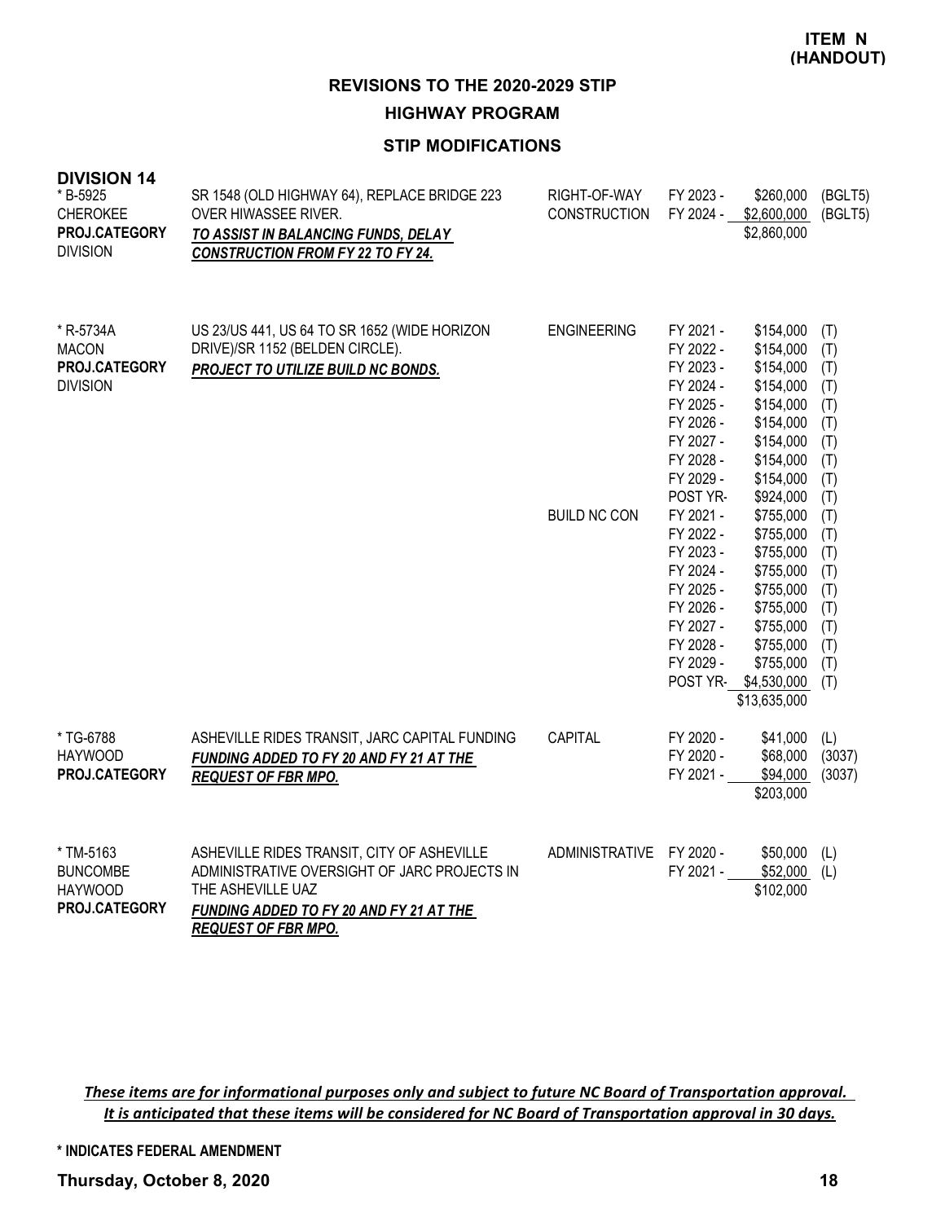**ITEM N (HANDOUT)**

## REVISIONS TO THE 2020-2029 STIP

### HIGHWAY PROGRAM

### STIP MODIFICATIONS

**DIVISION 14**

| Project | Description | Work Type | Fiscal Year | Amount | Funding |
|---|---|---|---|---|---|
| * B-5925<br>CHEROKEE<br>**PROJ.CATEGORY**<br>DIVISION | SR 1548 (OLD HIGHWAY 64), REPLACE BRIDGE 223 OVER HIWASSEE RIVER.<br>***TO ASSIST IN BALANCING FUNDS, DELAY CONSTRUCTION FROM FY 22 TO FY 24.*** | RIGHT-OF-WAY | FY 2023 - | $260,000 | (BGLT5) |
| | | CONSTRUCTION | FY 2024 - | $2,600,000 | (BGLT5) |
| | | | | $2,860,000 | |
| * R-5734A<br>MACON<br>**PROJ.CATEGORY**<br>DIVISION | US 23/US 441, US 64 TO SR 1652 (WIDE HORIZON DRIVE)/SR 1152 (BELDEN CIRCLE).<br>***PROJECT TO UTILIZE BUILD NC BONDS.*** | ENGINEERING | FY 2021 - | $154,000 | (T) |
| | | | FY 2022 - | $154,000 | (T) |
| | | | FY 2023 - | $154,000 | (T) |
| | | | FY 2024 - | $154,000 | (T) |
| | | | FY 2025 - | $154,000 | (T) |
| | | | FY 2026 - | $154,000 | (T) |
| | | | FY 2027 - | $154,000 | (T) |
| | | | FY 2028 - | $154,000 | (T) |
| | | | FY 2029 - | $154,000 | (T) |
| | | | POST YR- | $924,000 | (T) |
| | | BUILD NC CON | FY 2021 - | $755,000 | (T) |
| | | | FY 2022 - | $755,000 | (T) |
| | | | FY 2023 - | $755,000 | (T) |
| | | | FY 2024 - | $755,000 | (T) |
| | | | FY 2025 - | $755,000 | (T) |
| | | | FY 2026 - | $755,000 | (T) |
| | | | FY 2027 - | $755,000 | (T) |
| | | | FY 2028 - | $755,000 | (T) |
| | | | FY 2029 - | $755,000 | (T) |
| | | | POST YR- | $4,530,000 | (T) |
| | | | | $13,635,000 | |
| * TG-6788<br>HAYWOOD<br>**PROJ.CATEGORY** | ASHEVILLE RIDES TRANSIT, JARC CAPITAL FUNDING<br>***FUNDING ADDED TO FY 20 AND FY 21 AT THE REQUEST OF FBR MPO.*** | CAPITAL | FY 2020 - | $41,000 | (L) |
| | | | FY 2020 - | $68,000 | (3037) |
| | | | FY 2021 - | $94,000 | (3037) |
| | | | | $203,000 | |
| * TM-5163<br>BUNCOMBE<br>HAYWOOD<br>**PROJ.CATEGORY** | ASHEVILLE RIDES TRANSIT, CITY OF ASHEVILLE ADMINISTRATIVE OVERSIGHT OF JARC PROJECTS IN THE ASHEVILLE UAZ<br>***FUNDING ADDED TO FY 20 AND FY 21 AT THE REQUEST OF FBR MPO.*** | ADMINISTRATIVE | FY 2020 - | $50,000 | (L) |
| | | | FY 2021 - | $52,000 | (L) |
| | | | | $102,000 | |

***These items are for informational purposes only and subject to future NC Board of Transportation approval. It is anticipated that these items will be considered for NC Board of Transportation approval in 30 days.***

**\* INDICATES FEDERAL AMENDMENT**

**Thursday, October 8, 2020**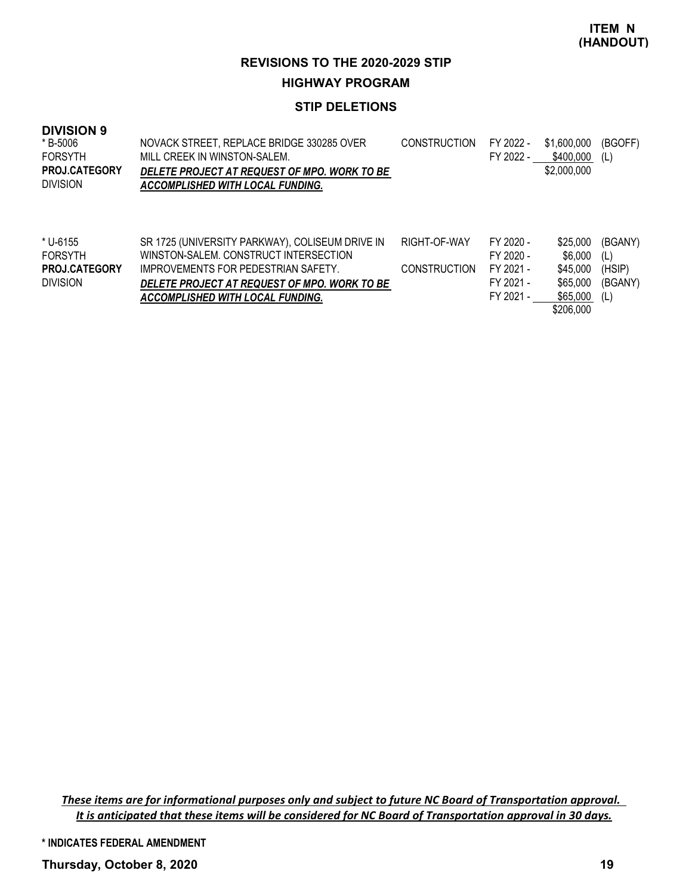**ITEM N (HANDOUT)**

## REVISIONS TO THE 2020-2029 STIP

### HIGHWAY PROGRAM

### STIP DELETIONS

**DIVISION 9**

| | | | | | |
|---|---|---|---|---|---|
| * B-5006<br>FORSYTH<br>**PROJ.CATEGORY**<br>DIVISION | NOVACK STREET, REPLACE BRIDGE 330285 OVER MILL CREEK IN WINSTON-SALEM.<br>***DELETE PROJECT AT REQUEST OF MPO. WORK TO BE ACCOMPLISHED WITH LOCAL FUNDING.*** | CONSTRUCTION | FY 2022 - | $1,600,000 | (BGOFF) |
| | | | FY 2022 - | $400,000 | (L) |
| | | | | $2,000,000 | |
| * U-6155<br>FORSYTH<br>**PROJ.CATEGORY**<br>DIVISION | SR 1725 (UNIVERSITY PARKWAY), COLISEUM DRIVE IN WINSTON-SALEM. CONSTRUCT INTERSECTION IMPROVEMENTS FOR PEDESTRIAN SAFETY.<br>***DELETE PROJECT AT REQUEST OF MPO. WORK TO BE ACCOMPLISHED WITH LOCAL FUNDING.*** | RIGHT-OF-WAY | FY 2020 - | $25,000 | (BGANY) |
| | | | FY 2020 - | $6,000 | (L) |
| | | CONSTRUCTION | FY 2021 - | $45,000 | (HSIP) |
| | | | FY 2021 - | $65,000 | (BGANY) |
| | | | FY 2021 - | $65,000 | (L) |
| | | | | $206,000 | |

*These items are for informational purposes only and subject to future NC Board of Transportation approval. It is anticipated that these items will be considered for NC Board of Transportation approval in 30 days.*

**\* INDICATES FEDERAL AMENDMENT**

**Thursday, October 8, 2020**